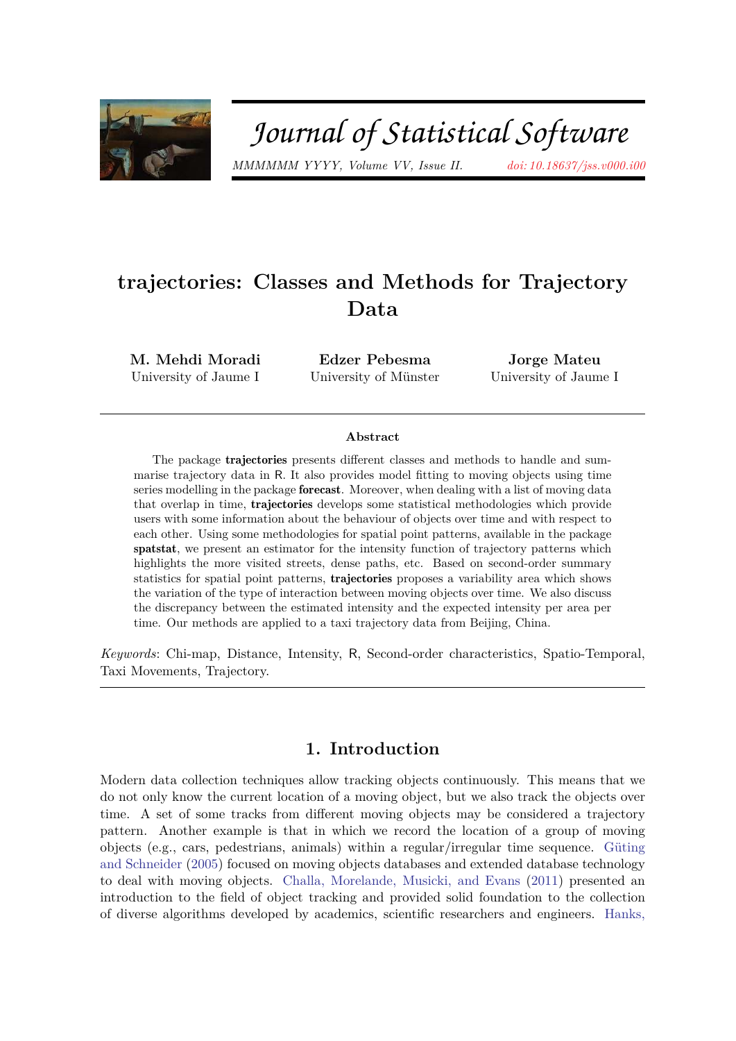# trajectories: Classes and Methods for Trajectory Data

**M. Mehdi Moradi**
University of Jaume I

**Edzer Pebesma**
University of Münster

**Jorge Mateu**
University of Jaume I

### Abstract

The package **trajectories** presents different classes and methods to handle and summarise trajectory data in R. It also provides model fitting to moving objects using time series modelling in the package **forecast**. Moreover, when dealing with a list of moving data that overlap in time, **trajectories** develops some statistical methodologies which provide users with some information about the behaviour of objects over time and with respect to each other. Using some methodologies for spatial point patterns, available in the package **spatstat**, we present an estimator for the intensity function of trajectory patterns which highlights the more visited streets, dense paths, etc. Based on second-order summary statistics for spatial point patterns, **trajectories** proposes a variability area which shows the variation of the type of interaction between moving objects over time. We also discuss the discrepancy between the estimated intensity and the expected intensity per area per time. Our methods are applied to a taxi trajectory data from Beijing, China.

*Keywords*: Chi-map, Distance, Intensity, R, Second-order characteristics, Spatio-Temporal, Taxi Movements, Trajectory.

## 1. Introduction

Modern data collection techniques allow tracking objects continuously. This means that we do not only know the current location of a moving object, but we also track the objects over time. A set of some tracks from different moving objects may be considered a trajectory pattern. Another example is that in which we record the location of a group of moving objects (e.g., cars, pedestrians, animals) within a regular/irregular time sequence. Güting and Schneider (2005) focused on moving objects databases and extended database technology to deal with moving objects. Challa, Morelande, Musicki, and Evans (2011) presented an introduction to the field of object tracking and provided solid foundation to the collection of diverse algorithms developed by academics, scientific researchers and engineers. Hanks,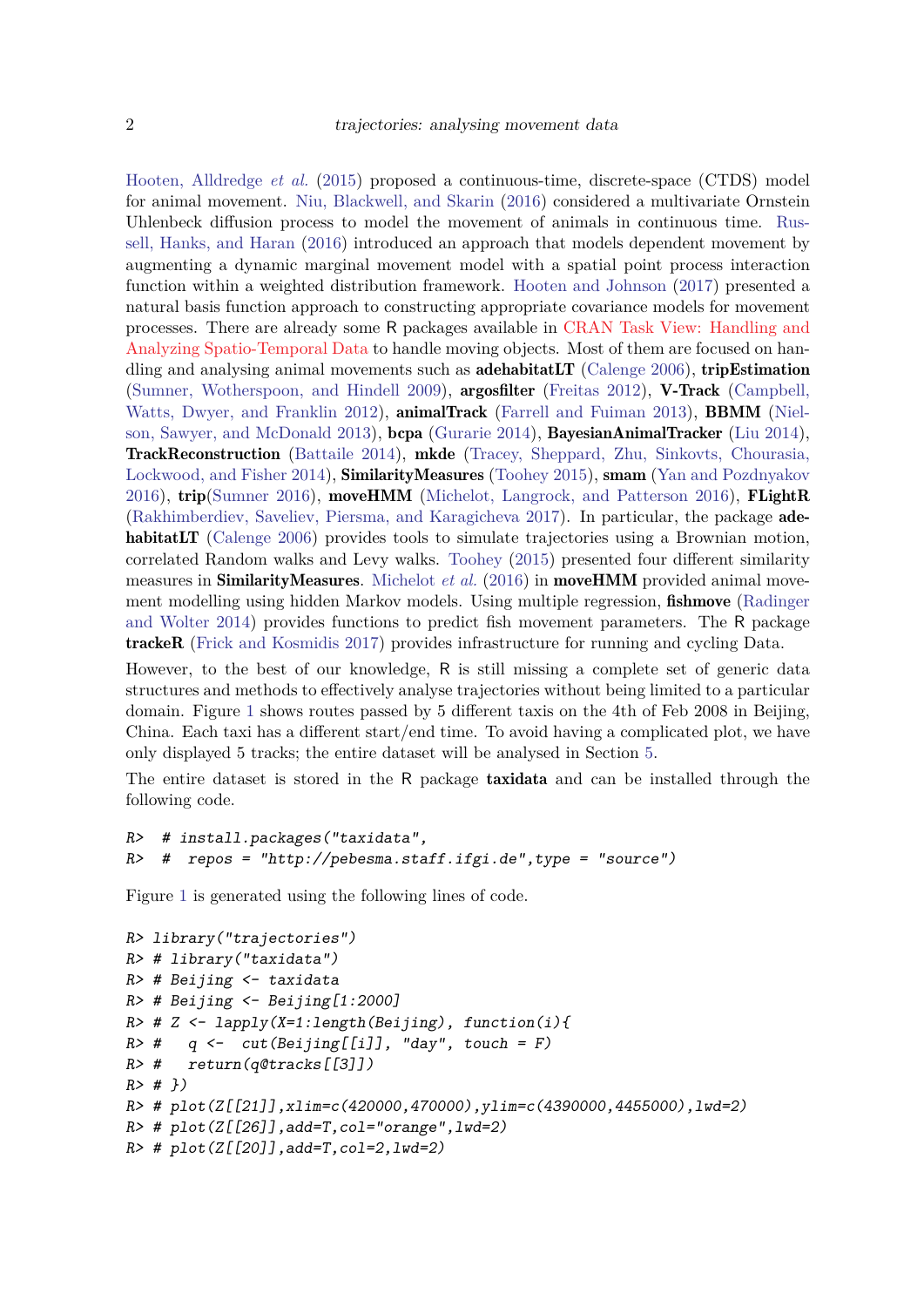Hooten, Alldredge *et al.* (2015) proposed a continuous-time, discrete-space (CTDS) model for animal movement. Niu, Blackwell, and Skarin (2016) considered a multivariate Ornstein Uhlenbeck diffusion process to model the movement of animals in continuous time. Russell, Hanks, and Haran (2016) introduced an approach that models dependent movement by augmenting a dynamic marginal movement model with a spatial point process interaction function within a weighted distribution framework. Hooten and Johnson (2017) presented a natural basis function approach to constructing appropriate covariance models for movement processes. There are already some R packages available in CRAN Task View: Handling and Analyzing Spatio-Temporal Data to handle moving objects. Most of them are focused on handling and analysing animal movements such as **adehabitatLT** (Calenge 2006), **tripEstimation** (Sumner, Wotherspoon, and Hindell 2009), **argosfilter** (Freitas 2012), **V-Track** (Campbell, Watts, Dwyer, and Franklin 2012), **animalTrack** (Farrell and Fuiman 2013), **BBMM** (Nielson, Sawyer, and McDonald 2013), **bcpa** (Gurarie 2014), **BayesianAnimalTracker** (Liu 2014), **TrackReconstruction** (Battaile 2014), **mkde** (Tracey, Sheppard, Zhu, Sinkovts, Chourasia, Lockwood, and Fisher 2014), **SimilarityMeasures** (Toohey 2015), **smam** (Yan and Pozdnyakov 2016), **trip**(Sumner 2016), **moveHMM** (Michelot, Langrock, and Patterson 2016), **FLightR** (Rakhimberdiev, Saveliev, Piersma, and Karagicheva 2017). In particular, the package **adehabitatLT** (Calenge 2006) provides tools to simulate trajectories using a Brownian motion, correlated Random walks and Levy walks. Toohey (2015) presented four different similarity measures in **SimilarityMeasures**. Michelot *et al.* (2016) in **moveHMM** provided animal movement modelling using hidden Markov models. Using multiple regression, **fishmove** (Radinger and Wolter 2014) provides functions to predict fish movement parameters. The R package **trackeR** (Frick and Kosmidis 2017) provides infrastructure for running and cycling Data.

However, to the best of our knowledge, R is still missing a complete set of generic data structures and methods to effectively analyse trajectories without being limited to a particular domain. Figure 1 shows routes passed by 5 different taxis on the 4th of Feb 2008 in Beijing, China. Each taxi has a different start/end time. To avoid having a complicated plot, we have only displayed 5 tracks; the entire dataset will be analysed in Section 5.

The entire dataset is stored in the R package **taxidata** and can be installed through the following code.

```
R>  # install.packages("taxidata",
R>  #  repos = "http://pebesma.staff.ifgi.de",type = "source")
```

Figure 1 is generated using the following lines of code.

```
R> library("trajectories")
R> # library("taxidata")
R> # Beijing <- taxidata
R> # Beijing <- Beijing[1:2000]
R> # Z <- lapply(X=1:length(Beijing), function(i){
R> #   q <-  cut(Beijing[[i]], "day", touch = F)
R> #   return(q@tracks[[3]])
R> # })
R> # plot(Z[[21]],xlim=c(420000,470000),ylim=c(4390000,4455000),lwd=2)
R> # plot(Z[[26]],add=T,col="orange",lwd=2)
R> # plot(Z[[20]],add=T,col=2,lwd=2)
```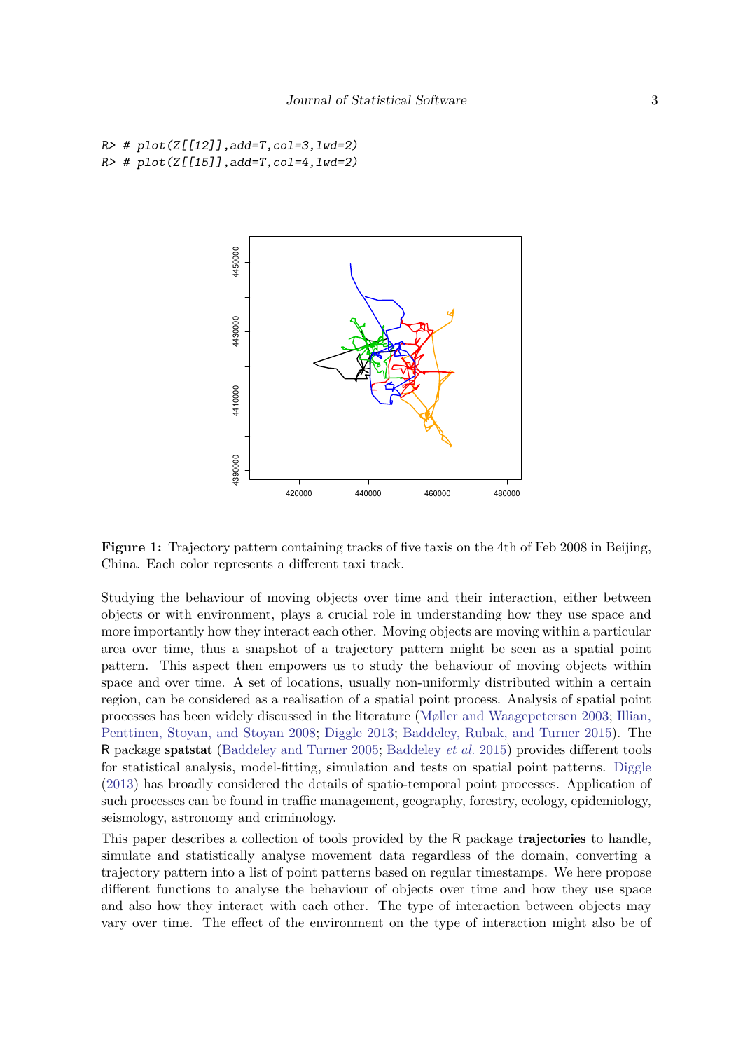```
R> # plot(Z[[12]],add=T,col=3,lwd=2)
R> # plot(Z[[15]],add=T,col=4,lwd=2)
```

**Figure 1:** Trajectory pattern containing tracks of five taxis on the 4th of Feb 2008 in Beijing, China. Each color represents a different taxi track.

Studying the behaviour of moving objects over time and their interaction, either between objects or with environment, plays a crucial role in understanding how they use space and more importantly how they interact each other. Moving objects are moving within a particular area over time, thus a snapshot of a trajectory pattern might be seen as a spatial point pattern. This aspect then empowers us to study the behaviour of moving objects within space and over time. A set of locations, usually non-uniformly distributed within a certain region, can be considered as a realisation of a spatial point process. Analysis of spatial point processes has been widely discussed in the literature (Møller and Waagepetersen 2003; Illian, Penttinen, Stoyan, and Stoyan 2008; Diggle 2013; Baddeley, Rubak, and Turner 2015). The R package **spatstat** (Baddeley and Turner 2005; Baddeley *et al.* 2015) provides different tools for statistical analysis, model-fitting, simulation and tests on spatial point patterns. Diggle (2013) has broadly considered the details of spatio-temporal point processes. Application of such processes can be found in traffic management, geography, forestry, ecology, epidemiology, seismology, astronomy and criminology.

This paper describes a collection of tools provided by the R package **trajectories** to handle, simulate and statistically analyse movement data regardless of the domain, converting a trajectory pattern into a list of point patterns based on regular timestamps. We here propose different functions to analyse the behaviour of objects over time and how they use space and also how they interact with each other. The type of interaction between objects may vary over time. The effect of the environment on the type of interaction might also be of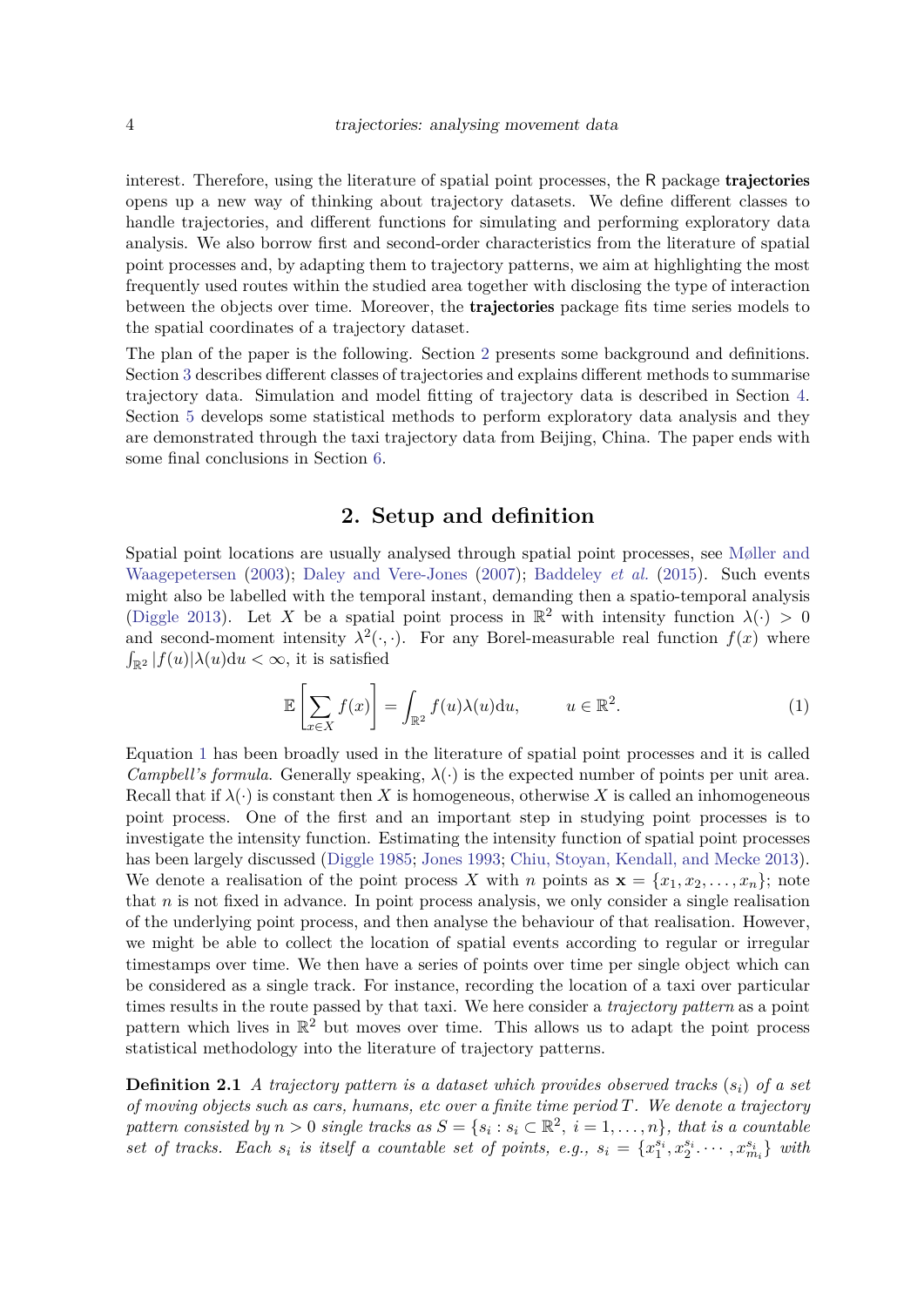interest. Therefore, using the literature of spatial point processes, the R package **trajectories** opens up a new way of thinking about trajectory datasets. We define different classes to handle trajectories, and different functions for simulating and performing exploratory data analysis. We also borrow first and second-order characteristics from the literature of spatial point processes and, by adapting them to trajectory patterns, we aim at highlighting the most frequently used routes within the studied area together with disclosing the type of interaction between the objects over time. Moreover, the **trajectories** package fits time series models to the spatial coordinates of a trajectory dataset.

The plan of the paper is the following. Section 2 presents some background and definitions. Section 3 describes different classes of trajectories and explains different methods to summarise trajectory data. Simulation and model fitting of trajectory data is described in Section 4. Section 5 develops some statistical methods to perform exploratory data analysis and they are demonstrated through the taxi trajectory data from Beijing, China. The paper ends with some final conclusions in Section 6.

## 2. Setup and definition

Spatial point locations are usually analysed through spatial point processes, see Møller and Waagepetersen (2003); Daley and Vere-Jones (2007); Baddeley *et al.* (2015). Such events might also be labelled with the temporal instant, demanding then a spatio-temporal analysis (Diggle 2013). Let $X$ be a spatial point process in $\mathbb{R}^2$ with intensity function $\lambda(\cdot) > 0$ and second-moment intensity $\lambda^2(\cdot,\cdot)$. For any Borel-measurable real function $f(x)$ where $\int_{\mathbb{R}^2} |f(u)|\lambda(u)\mathrm{d}u < \infty$, it is satisfied

$$\mathbb{E}\left[\sum_{x \in X} f(x)\right] = \int_{\mathbb{R}^2} f(u)\lambda(u)\mathrm{d}u, \qquad u \in \mathbb{R}^2. \tag{1}$$

Equation 1 has been broadly used in the literature of spatial point processes and it is called *Campbell's formula*. Generally speaking, $\lambda(\cdot)$ is the expected number of points per unit area. Recall that if $\lambda(\cdot)$ is constant then $X$ is homogeneous, otherwise $X$ is called an inhomogeneous point process. One of the first and an important step in studying point processes is to investigate the intensity function. Estimating the intensity function of spatial point processes has been largely discussed (Diggle 1985; Jones 1993; Chiu, Stoyan, Kendall, and Mecke 2013). We denote a realisation of the point process $X$ with $n$ points as $\mathbf{x} = \{x_1, x_2, \ldots, x_n\}$; note that $n$ is not fixed in advance. In point process analysis, we only consider a single realisation of the underlying point process, and then analyse the behaviour of that realisation. However, we might be able to collect the location of spatial events according to regular or irregular timestamps over time. We then have a series of points over time per single object which can be considered as a single track. For instance, recording the location of a taxi over particular times results in the route passed by that taxi. We here consider a *trajectory pattern* as a point pattern which lives in $\mathbb{R}^2$ but moves over time. This allows us to adapt the point process statistical methodology into the literature of trajectory patterns.

**Definition 2.1** *A trajectory pattern is a dataset which provides observed tracks* $(s_i)$ *of a set of moving objects such as cars, humans, etc over a finite time period* $T$*. We denote a trajectory pattern consisted by* $n > 0$ *single tracks as* $S = \{s_i : s_i \subset \mathbb{R}^2,\ i = 1, \ldots, n\}$*, that is a countable set of tracks. Each* $s_i$ *is itself a countable set of points, e.g.,* $s_i = \{x_1^{s_i}, x_2^{s_i}, \cdots, x_{m_i}^{s_i}\}$ *with*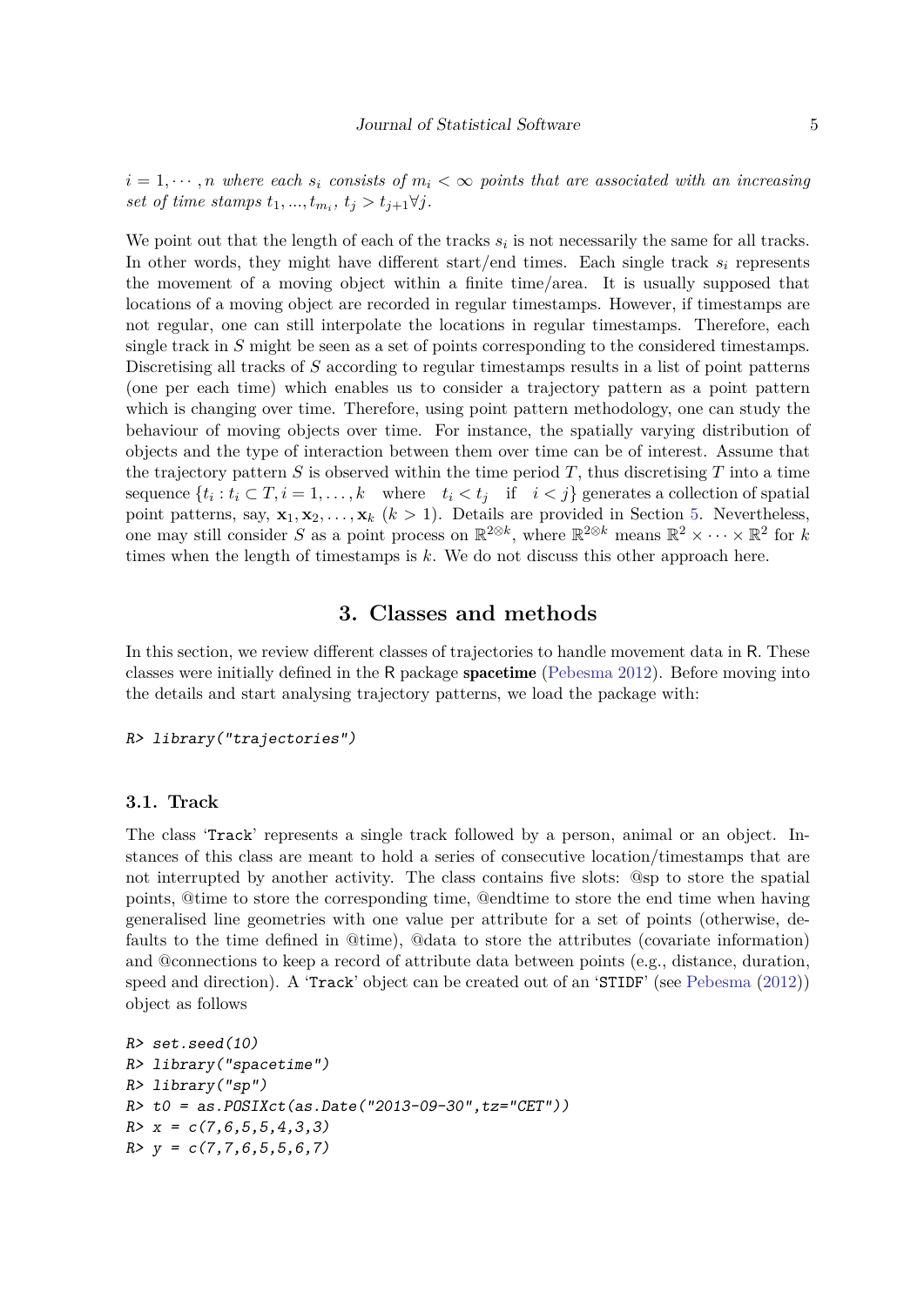*$i = 1, \cdots, n$ where each $s_i$ consists of $m_i < \infty$ points that are associated with an increasing set of time stamps $t_1, ..., t_{m_i}$, $t_j > t_{j+1} \forall j$.*

We point out that the length of each of the tracks $s_i$ is not necessarily the same for all tracks. In other words, they might have different start/end times. Each single track $s_i$ represents the movement of a moving object within a finite time/area. It is usually supposed that locations of a moving object are recorded in regular timestamps. However, if timestamps are not regular, one can still interpolate the locations in regular timestamps. Therefore, each single track in $S$ might be seen as a set of points corresponding to the considered timestamps. Discretising all tracks of $S$ according to regular timestamps results in a list of point patterns (one per each time) which enables us to consider a trajectory pattern as a point pattern which is changing over time. Therefore, using point pattern methodology, one can study the behaviour of moving objects over time. For instance, the spatially varying distribution of objects and the type of interaction between them over time can be of interest. Assume that the trajectory pattern $S$ is observed within the time period $T$, thus discretising $T$ into a time sequence $\{t_i : t_i \subset T, i = 1, \ldots, k \quad \text{where} \quad t_i < t_j \quad \text{if} \quad i < j\}$ generates a collection of spatial point patterns, say, $\mathbf{x}_1, \mathbf{x}_2, \ldots, \mathbf{x}_k$ ($k > 1$). Details are provided in Section 5. Nevertheless, one may still consider $S$ as a point process on $\mathbb{R}^{2 \otimes k}$, where $\mathbb{R}^{2 \otimes k}$ means $\mathbb{R}^2 \times \cdots \times \mathbb{R}^2$ for $k$ times when the length of timestamps is $k$. We do not discuss this other approach here.

# 3. Classes and methods

In this section, we review different classes of trajectories to handle movement data in R. These classes were initially defined in the R package **spacetime** (Pebesma 2012). Before moving into the details and start analysing trajectory patterns, we load the package with:

```
R> library("trajectories")
```

## 3.1. Track

The class 'Track' represents a single track followed by a person, animal or an object. Instances of this class are meant to hold a series of consecutive location/timestamps that are not interrupted by another activity. The class contains five slots: @sp to store the spatial points, @time to store the corresponding time, @endtime to store the end time when having generalised line geometries with one value per attribute for a set of points (otherwise, defaults to the time defined in @time), @data to store the attributes (covariate information) and @connections to keep a record of attribute data between points (e.g., distance, duration, speed and direction). A 'Track' object can be created out of an 'STIDF' (see Pebesma (2012)) object as follows

```
R> set.seed(10)
R> library("spacetime")
R> library("sp")
R> t0 = as.POSIXct(as.Date("2013-09-30",tz="CET"))
R> x = c(7,6,5,5,4,3,3)
R> y = c(7,7,6,5,5,6,7)
```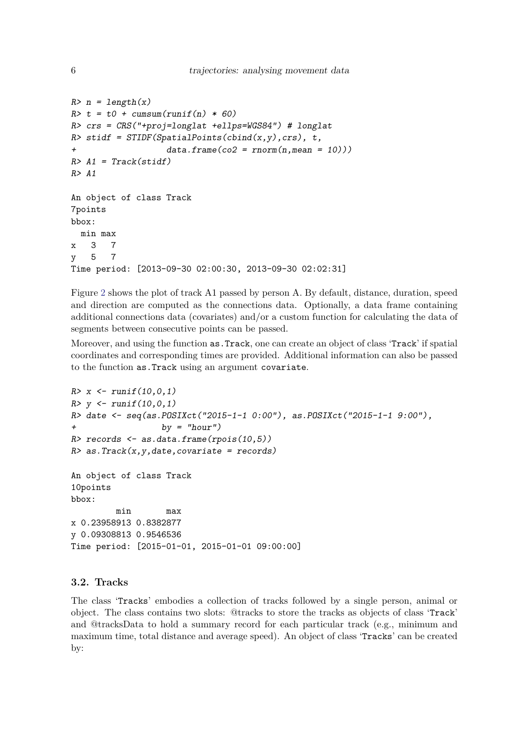```
R> n = length(x)
R> t = t0 + cumsum(runif(n) * 60)
R> crs = CRS("+proj=longlat +ellps=WGS84") # longlat
R> stidf = STIDF(SpatialPoints(cbind(x,y),crs), t,
+                  data.frame(co2 = rnorm(n,mean = 10)))
R> A1 = Track(stidf)
R> A1

An object of class Track
7points
bbox:
  min max
x   3   7
y   5   7
Time period: [2013-09-30 02:00:30, 2013-09-30 02:02:31]
```

Figure 2 shows the plot of track A1 passed by person A. By default, distance, duration, speed and direction are computed as the connections data. Optionally, a data frame containing additional connections data (covariates) and/or a custom function for calculating the data of segments between consecutive points can be passed.

Moreover, and using the function `as.Track`, one can create an object of class 'Track' if spatial coordinates and corresponding times are provided. Additional information can also be passed to the function `as.Track` using an argument `covariate`.

```
R> x <- runif(10,0,1)
R> y <- runif(10,0,1)
R> date <- seq(as.POSIXct("2015-1-1 0:00"), as.POSIXct("2015-1-1 9:00"),
+               by = "hour")
R> records <- as.data.frame(rpois(10,5))
R> as.Track(x,y,date,covariate = records)

An object of class Track
10points
bbox:
         min       max
x 0.23958913 0.8382877
y 0.09308813 0.9546536
Time period: [2015-01-01, 2015-01-01 09:00:00]
```

### 3.2. Tracks

The class 'Tracks' embodies a collection of tracks followed by a single person, animal or object. The class contains two slots: @tracks to store the tracks as objects of class 'Track' and @tracksData to hold a summary record for each particular track (e.g., minimum and maximum time, total distance and average speed). An object of class 'Tracks' can be created by: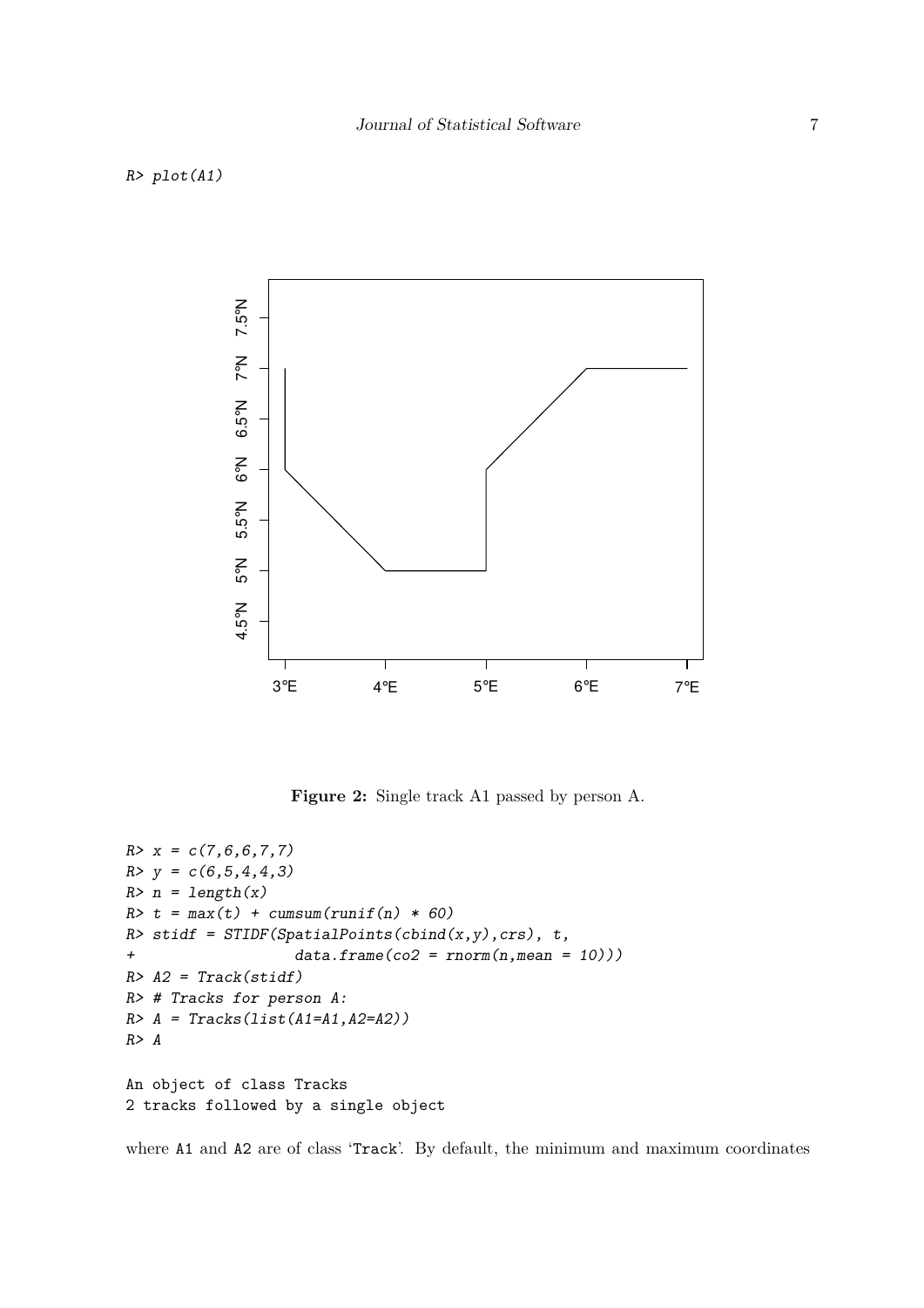```
R> plot(A1)
```

**Figure 2:** Single track A1 passed by person A.

```
R> x = c(7,6,6,7,7)
R> y = c(6,5,4,4,3)
R> n = length(x)
R> t = max(t) + cumsum(runif(n) * 60)
R> stidf = STIDF(SpatialPoints(cbind(x,y),crs), t,
+                 data.frame(co2 = rnorm(n,mean = 10)))
R> A2 = Track(stidf)
R> # Tracks for person A:
R> A = Tracks(list(A1=A1,A2=A2))
R> A

An object of class Tracks
2 tracks followed by a single object
```

where A1 and A2 are of class 'Track'. By default, the minimum and maximum coordinates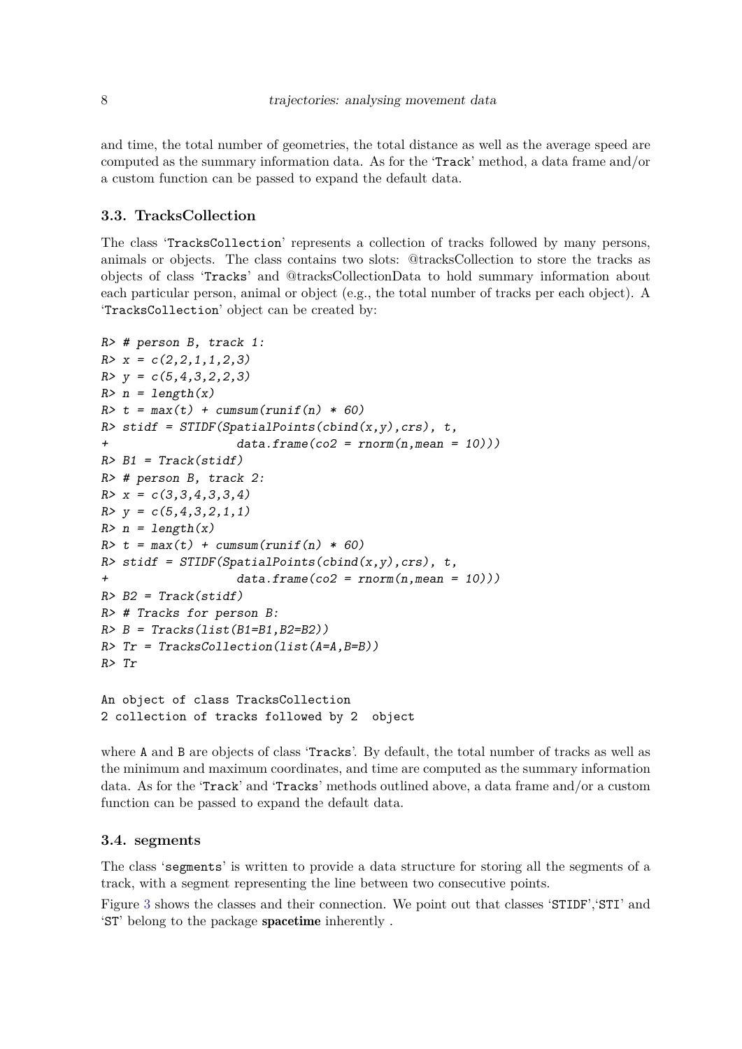and time, the total number of geometries, the total distance as well as the average speed are computed as the summary information data. As for the 'Track' method, a data frame and/or a custom function can be passed to expand the default data.

### 3.3. TracksCollection

The class 'TracksCollection' represents a collection of tracks followed by many persons, animals or objects. The class contains two slots: @tracksCollection to store the tracks as objects of class 'Tracks' and @tracksCollectionData to hold summary information about each particular person, animal or object (e.g., the total number of tracks per each object). A 'TracksCollection' object can be created by:

```
R> # person B, track 1:
R> x = c(2,2,1,1,2,3)
R> y = c(5,4,3,2,2,3)
R> n = length(x)
R> t = max(t) + cumsum(runif(n) * 60)
R> stidf = STIDF(SpatialPoints(cbind(x,y),crs), t,
+                  data.frame(co2 = rnorm(n,mean = 10)))
R> B1 = Track(stidf)
R> # person B, track 2:
R> x = c(3,3,4,3,3,4)
R> y = c(5,4,3,2,1,1)
R> n = length(x)
R> t = max(t) + cumsum(runif(n) * 60)
R> stidf = STIDF(SpatialPoints(cbind(x,y),crs), t,
+                  data.frame(co2 = rnorm(n,mean = 10)))
R> B2 = Track(stidf)
R> # Tracks for person B:
R> B = Tracks(list(B1=B1,B2=B2))
R> Tr = TracksCollection(list(A=A,B=B))
R> Tr

An object of class TracksCollection
2 collection of tracks followed by 2  object
```

where A and B are objects of class 'Tracks'. By default, the total number of tracks as well as the minimum and maximum coordinates, and time are computed as the summary information data. As for the 'Track' and 'Tracks' methods outlined above, a data frame and/or a custom function can be passed to expand the default data.

### 3.4. segments

The class 'segments' is written to provide a data structure for storing all the segments of a track, with a segment representing the line between two consecutive points.

Figure 3 shows the classes and their connection. We point out that classes 'STIDF','STI' and 'ST' belong to the package **spacetime** inherently .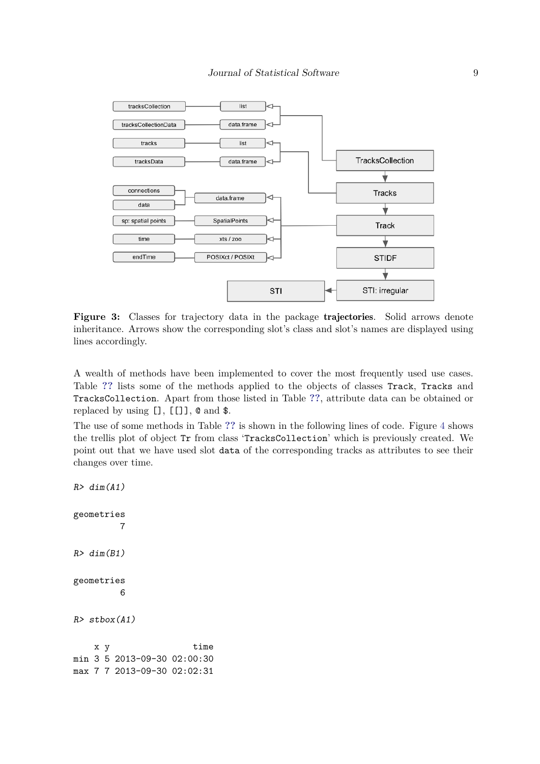**Figure 3:** Classes for trajectory data in the package **trajectories**. Solid arrows denote inheritance. Arrows show the corresponding slot's class and slot's names are displayed using lines accordingly.

A wealth of methods have been implemented to cover the most frequently used use cases. Table ?? lists some of the methods applied to the objects of classes `Track`, `Tracks` and `TracksCollection`. Apart from those listed in Table ??, attribute data can be obtained or replaced by using `[]`, `[[]]`, `@` and `$`.

The use of some methods in Table ?? is shown in the following lines of code. Figure 4 shows the trellis plot of object `Tr` from class '`TracksCollection`' which is previously created. We point out that we have used slot `data` of the corresponding tracks as attributes to see their changes over time.

```
R> dim(A1)

geometries
         7

R> dim(B1)

geometries
         6

R> stbox(A1)

    x y                time
min 3 5 2013-09-30 02:00:30
max 7 7 2013-09-30 02:02:31
```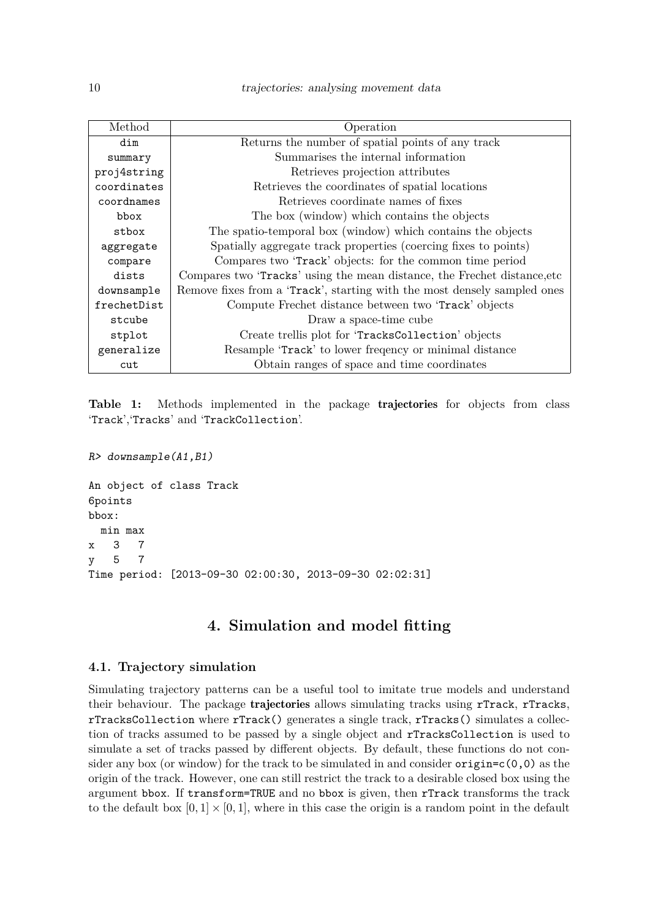| Method | Operation |
|---|---|
| `dim` | Returns the number of spatial points of any track |
| `summary` | Summarises the internal information |
| `proj4string` | Retrieves projection attributes |
| `coordinates` | Retrieves the coordinates of spatial locations |
| `coordnames` | Retrieves coordinate names of fixes |
| `bbox` | The box (window) which contains the objects |
| `stbox` | The spatio-temporal box (window) which contains the objects |
| `aggregate` | Spatially aggregate track properties (coercing fixes to points) |
| `compare` | Compares two 'Track' objects: for the common time period |
| `dists` | Compares two 'Tracks' using the mean distance, the Frechet distance,etc |
| `downsample` | Remove fixes from a 'Track', starting with the most densely sampled ones |
| `frechetDist` | Compute Frechet distance between two 'Track' objects |
| `stcube` | Draw a space-time cube |
| `stplot` | Create trellis plot for 'TracksCollection' objects |
| `generalize` | Resample 'Track' to lower freqency or minimal distance |
| `cut` | Obtain ranges of space and time coordinates |

**Table 1:** Methods implemented in the package **trajectories** for objects from class 'Track','Tracks' and 'TrackCollection'.

```
R> downsample(A1,B1)

An object of class Track
6points
bbox:
  min max
x   3   7
y   5   7
Time period: [2013-09-30 02:00:30, 2013-09-30 02:02:31]
```

## 4. Simulation and model fitting

### 4.1. Trajectory simulation

Simulating trajectory patterns can be a useful tool to imitate true models and understand their behaviour. The package **trajectories** allows simulating tracks using `rTrack`, `rTracks`, `rTracksCollection` where `rTrack()` generates a single track, `rTracks()` simulates a collection of tracks assumed to be passed by a single object and `rTracksCollection` is used to simulate a set of tracks passed by different objects. By default, these functions do not consider any box (or window) for the track to be simulated in and consider `origin=c(0,0)` as the origin of the track. However, one can still restrict the track to a desirable closed box using the argument `bbox`. If `transform=TRUE` and no `bbox` is given, then `rTrack` transforms the track to the default box $[0, 1] \times [0, 1]$, where in this case the origin is a random point in the default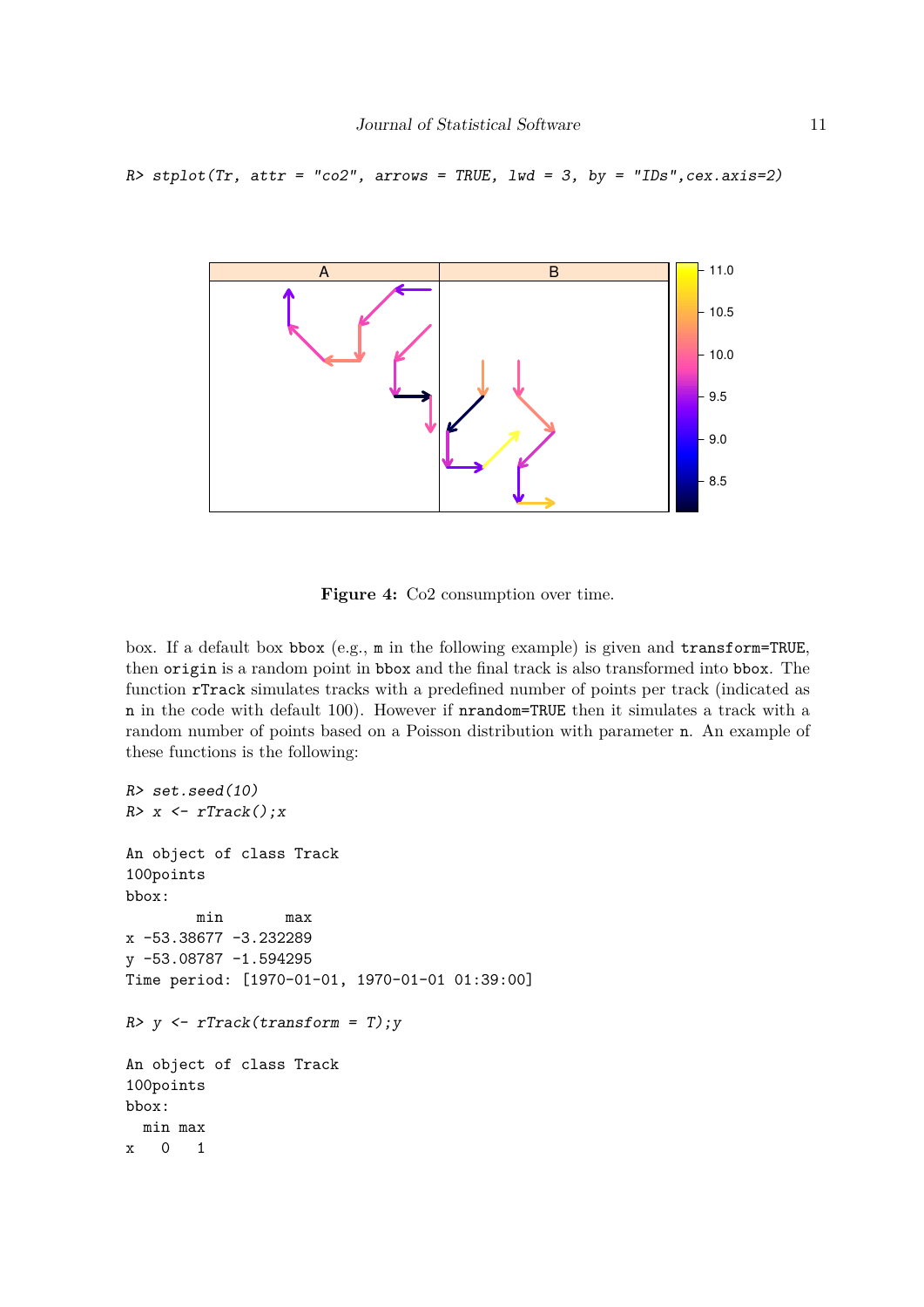```
R> stplot(Tr, attr = "co2", arrows = TRUE, lwd = 3, by = "IDs",cex.axis=2)
```

**Figure 4:** Co2 consumption over time.

box. If a default box `bbox` (e.g., `m` in the following example) is given and `transform=TRUE`, then `origin` is a random point in `bbox` and the final track is also transformed into `bbox`. The function `rTrack` simulates tracks with a predefined number of points per track (indicated as `n` in the code with default 100). However if `nrandom=TRUE` then it simulates a track with a random number of points based on a Poisson distribution with parameter `n`. An example of these functions is the following:

```
R> set.seed(10)
R> x <- rTrack();x

An object of class Track
100points
bbox:
        min       max
x -53.38677 -3.232289
y -53.08787 -1.594295
Time period: [1970-01-01, 1970-01-01 01:39:00]

R> y <- rTrack(transform = T);y

An object of class Track
100points
bbox:
  min max
x   0   1
```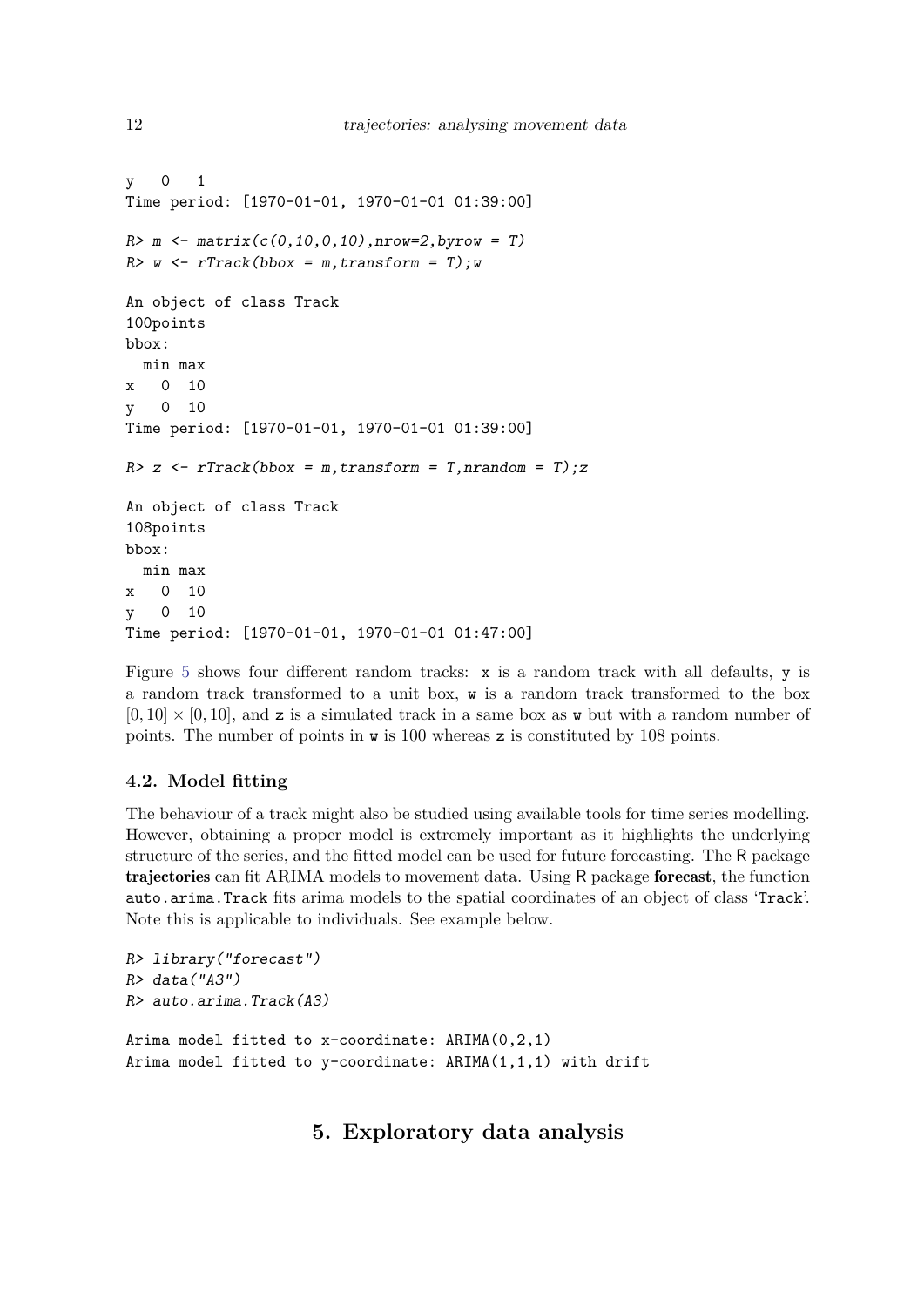```
y   0   1
Time period: [1970-01-01, 1970-01-01 01:39:00]

R> m <- matrix(c(0,10,0,10),nrow=2,byrow = T)
R> w <- rTrack(bbox = m,transform = T);w

An object of class Track
100points
bbox:
  min max
x   0  10
y   0  10
Time period: [1970-01-01, 1970-01-01 01:39:00]

R> z <- rTrack(bbox = m,transform = T,nrandom = T);z

An object of class Track
108points
bbox:
  min max
x   0  10
y   0  10
Time period: [1970-01-01, 1970-01-01 01:47:00]
```

Figure 5 shows four different random tracks: x is a random track with all defaults, y is a random track transformed to a unit box, w is a random track transformed to the box $[0, 10] \times [0, 10]$, and z is a simulated track in a same box as w but with a random number of points. The number of points in w is 100 whereas z is constituted by 108 points.

### 4.2. Model fitting

The behaviour of a track might also be studied using available tools for time series modelling. However, obtaining a proper model is extremely important as it highlights the underlying structure of the series, and the fitted model can be used for future forecasting. The R package **trajectories** can fit ARIMA models to movement data. Using R package **forecast**, the function `auto.arima.Track` fits arima models to the spatial coordinates of an object of class '`Track`'. Note this is applicable to individuals. See example below.

```
R> library("forecast")
R> data("A3")
R> auto.arima.Track(A3)

Arima model fitted to x-coordinate: ARIMA(0,2,1)
Arima model fitted to y-coordinate: ARIMA(1,1,1) with drift
```

## 5. Exploratory data analysis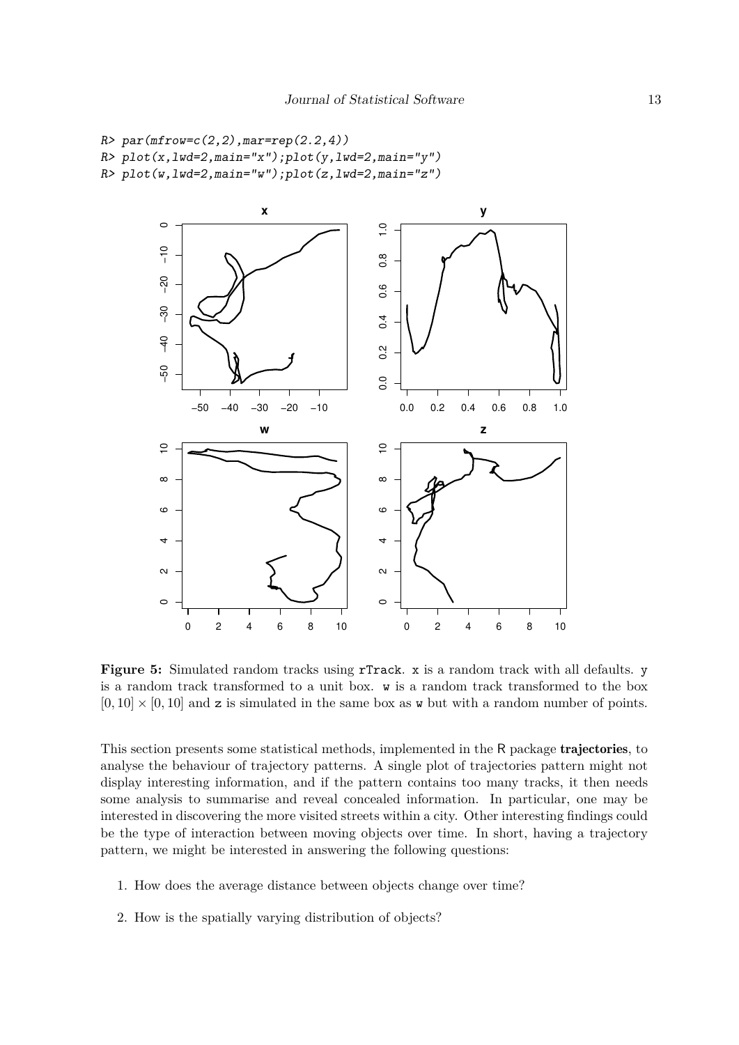```
R> par(mfrow=c(2,2),mar=rep(2.2,4))
R> plot(x,lwd=2,main="x");plot(y,lwd=2,main="y")
R> plot(w,lwd=2,main="w");plot(z,lwd=2,main="z")
```

**Figure 5:** Simulated random tracks using `rTrack`. `x` is a random track with all defaults. `y` is a random track transformed to a unit box. `w` is a random track transformed to the box $[0, 10] \times [0, 10]$ and `z` is simulated in the same box as `w` but with a random number of points.

This section presents some statistical methods, implemented in the R package **trajectories**, to analyse the behaviour of trajectory patterns. A single plot of trajectories pattern might not display interesting information, and if the pattern contains too many tracks, it then needs some analysis to summarise and reveal concealed information. In particular, one may be interested in discovering the more visited streets within a city. Other interesting findings could be the type of interaction between moving objects over time. In short, having a trajectory pattern, we might be interested in answering the following questions:

1. How does the average distance between objects change over time?
2. How is the spatially varying distribution of objects?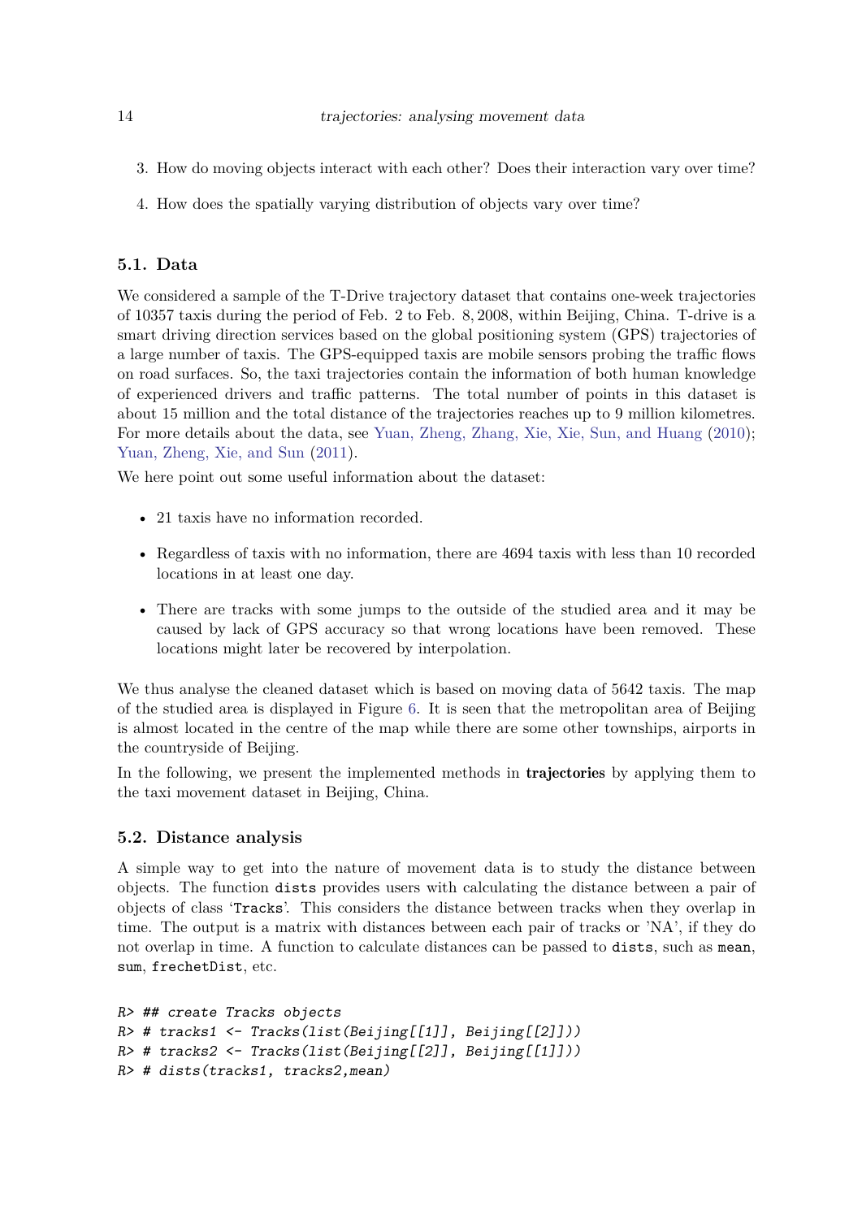3. How do moving objects interact with each other? Does their interaction vary over time?
4. How does the spatially varying distribution of objects vary over time?

### 5.1. Data

We considered a sample of the T-Drive trajectory dataset that contains one-week trajectories of 10357 taxis during the period of Feb. 2 to Feb. 8, 2008, within Beijing, China. T-drive is a smart driving direction services based on the global positioning system (GPS) trajectories of a large number of taxis. The GPS-equipped taxis are mobile sensors probing the traffic flows on road surfaces. So, the taxi trajectories contain the information of both human knowledge of experienced drivers and traffic patterns. The total number of points in this dataset is about 15 million and the total distance of the trajectories reaches up to 9 million kilometres. For more details about the data, see Yuan, Zheng, Zhang, Xie, Xie, Sun, and Huang (2010); Yuan, Zheng, Xie, and Sun (2011).

We here point out some useful information about the dataset:

- 21 taxis have no information recorded.
- Regardless of taxis with no information, there are 4694 taxis with less than 10 recorded locations in at least one day.
- There are tracks with some jumps to the outside of the studied area and it may be caused by lack of GPS accuracy so that wrong locations have been removed. These locations might later be recovered by interpolation.

We thus analyse the cleaned dataset which is based on moving data of 5642 taxis. The map of the studied area is displayed in Figure 6. It is seen that the metropolitan area of Beijing is almost located in the centre of the map while there are some other townships, airports in the countryside of Beijing.

In the following, we present the implemented methods in **trajectories** by applying them to the taxi movement dataset in Beijing, China.

### 5.2. Distance analysis

A simple way to get into the nature of movement data is to study the distance between objects. The function `dists` provides users with calculating the distance between a pair of objects of class '`Tracks`'. This considers the distance between tracks when they overlap in time. The output is a matrix with distances between each pair of tracks or 'NA', if they do not overlap in time. A function to calculate distances can be passed to `dists`, such as `mean`, `sum`, `frechetDist`, etc.

```
R> ## create Tracks objects
R> # tracks1 <- Tracks(list(Beijing[[1]], Beijing[[2]]))
R> # tracks2 <- Tracks(list(Beijing[[2]], Beijing[[1]]))
R> # dists(tracks1, tracks2,mean)
```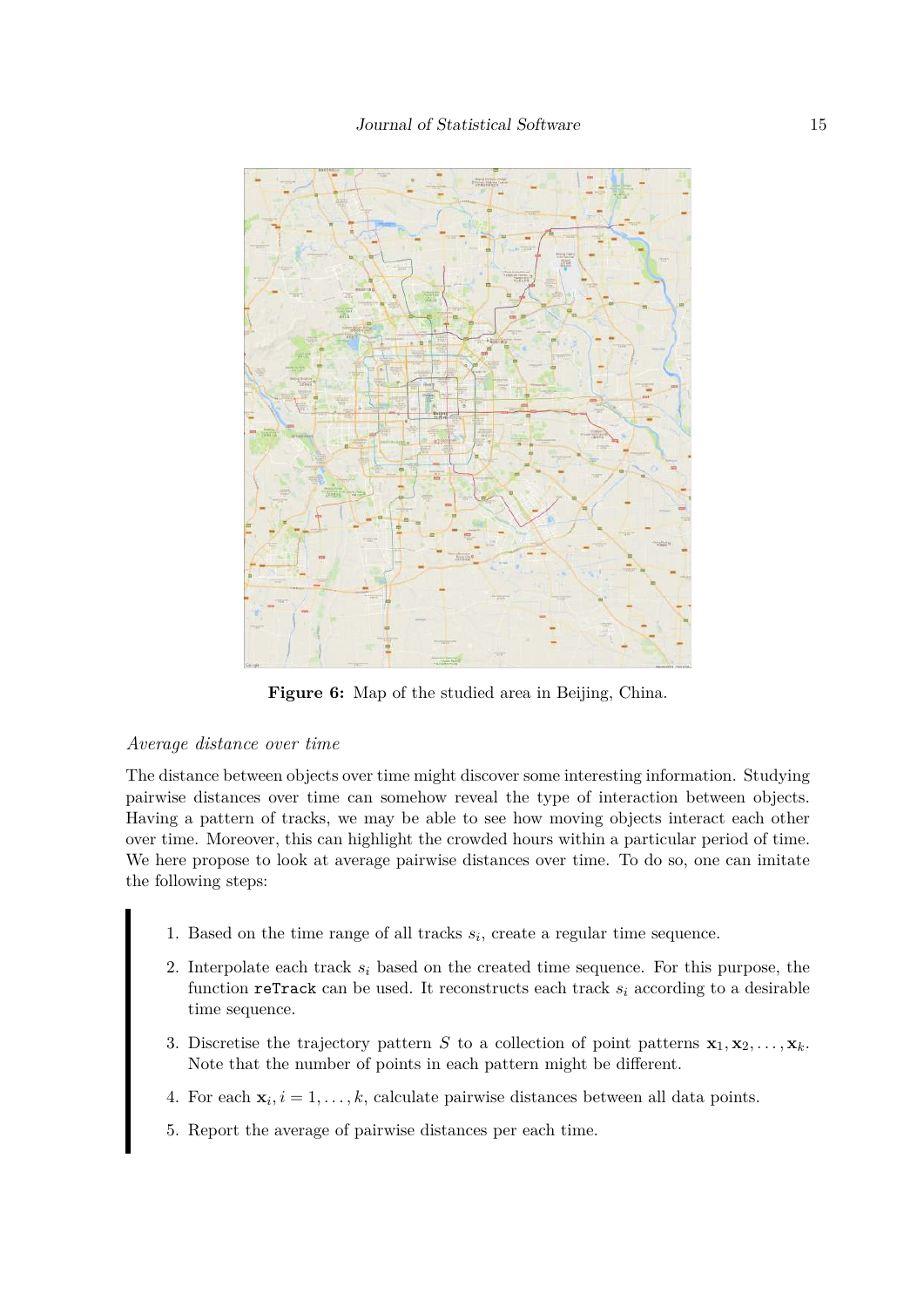Figure 6: Map of the studied area in Beijing, China.

*Average distance over time*

The distance between objects over time might discover some interesting information. Studying pairwise distances over time can somehow reveal the type of interaction between objects. Having a pattern of tracks, we may be able to see how moving objects interact each other over time. Moreover, this can highlight the crowded hours within a particular period of time. We here propose to look at average pairwise distances over time. To do so, one can imitate the following steps:

1. Based on the time range of all tracks $s_i$, create a regular time sequence.
2. Interpolate each track $s_i$ based on the created time sequence. For this purpose, the function `reTrack` can be used. It reconstructs each track $s_i$ according to a desirable time sequence.
3. Discretise the trajectory pattern $S$ to a collection of point patterns $\mathbf{x}_1, \mathbf{x}_2, \ldots, \mathbf{x}_k$. Note that the number of points in each pattern might be different.
4. For each $\mathbf{x}_i, i = 1, \ldots, k$, calculate pairwise distances between all data points.
5. Report the average of pairwise distances per each time.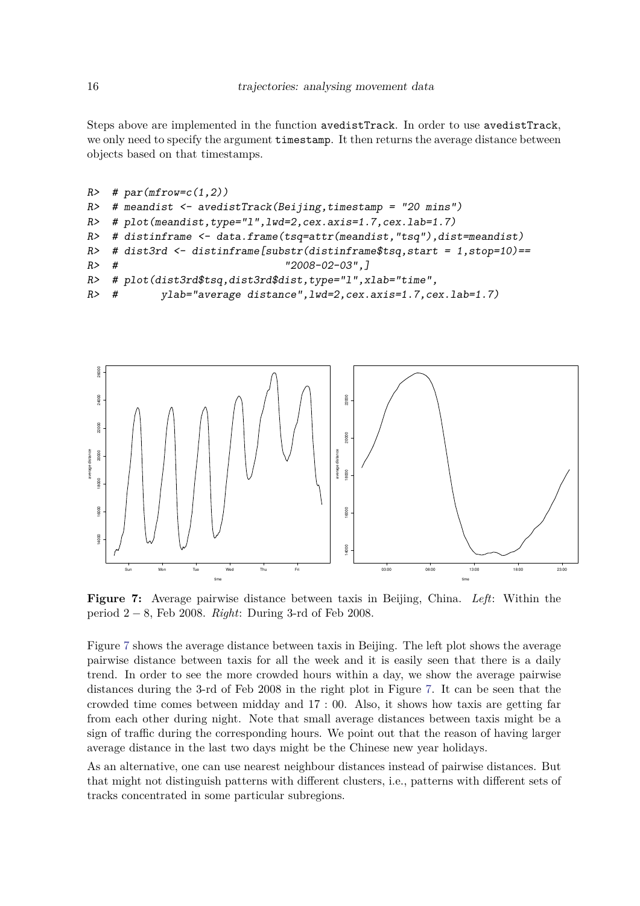Steps above are implemented in the function avedistTrack. In order to use avedistTrack, we only need to specify the argument timestamp. It then returns the average distance between objects based on that timestamps.

```
R>  # par(mfrow=c(1,2))
R>  # meandist <- avedistTrack(Beijing,timestamp = "20 mins")
R>  # plot(meandist,type="l",lwd=2,cex.axis=1.7,cex.lab=1.7)
R>  # distinframe <- data.frame(tsq=attr(meandist,"tsq"),dist=meandist)
R>  # dist3rd <- distinframe[substr(distinframe$tsq,start = 1,stop=10)==
R>  #                            "2008-02-03",]
R>  # plot(dist3rd$tsq,dist3rd$dist,type="l",xlab="time",
R>  #        ylab="average distance",lwd=2,cex.axis=1.7,cex.lab=1.7)
```

**Figure 7:** Average pairwise distance between taxis in Beijing, China. *Left*: Within the period $2-8$, Feb 2008. *Right*: During 3-rd of Feb 2008.

Figure 7 shows the average distance between taxis in Beijing. The left plot shows the average pairwise distance between taxis for all the week and it is easily seen that there is a daily trend. In order to see the more crowded hours within a day, we show the average pairwise distances during the 3-rd of Feb 2008 in the right plot in Figure 7. It can be seen that the crowded time comes between midday and $17:00$. Also, it shows how taxis are getting far from each other during night. Note that small average distances between taxis might be a sign of traffic during the corresponding hours. We point out that the reason of having larger average distance in the last two days might be the Chinese new year holidays.

As an alternative, one can use nearest neighbour distances instead of pairwise distances. But that might not distinguish patterns with different clusters, i.e., patterns with different sets of tracks concentrated in some particular subregions.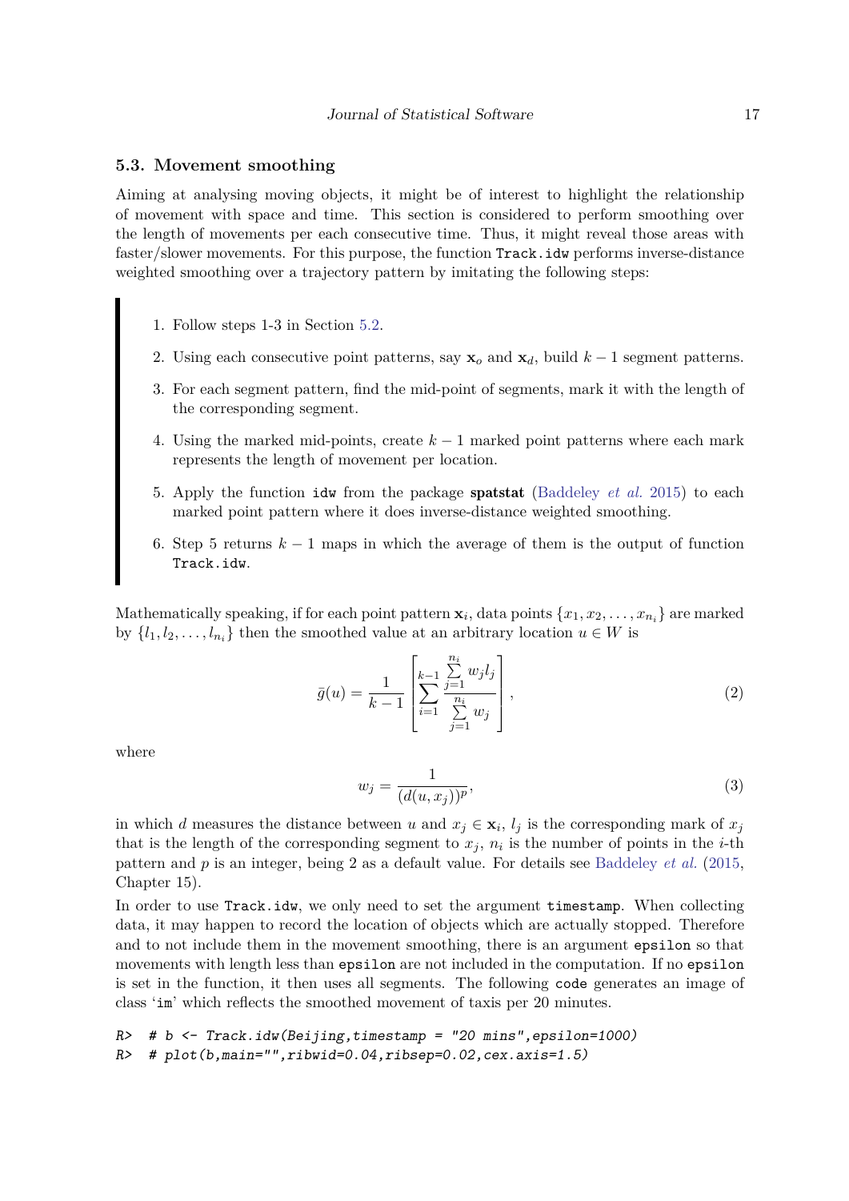### 5.3. Movement smoothing

Aiming at analysing moving objects, it might be of interest to highlight the relationship of movement with space and time. This section is considered to perform smoothing over the length of movements per each consecutive time. Thus, it might reveal those areas with faster/slower movements. For this purpose, the function `Track.idw` performs inverse-distance weighted smoothing over a trajectory pattern by imitating the following steps:

> 1. Follow steps 1-3 in Section 5.2.
> 2. Using each consecutive point patterns, say $\mathbf{x}_o$ and $\mathbf{x}_d$, build $k-1$ segment patterns.
> 3. For each segment pattern, find the mid-point of segments, mark it with the length of the corresponding segment.
> 4. Using the marked mid-points, create $k-1$ marked point patterns where each mark represents the length of movement per location.
> 5. Apply the function `idw` from the package **spatstat** (Baddeley *et al.* 2015) to each marked point pattern where it does inverse-distance weighted smoothing.
> 6. Step 5 returns $k-1$ maps in which the average of them is the output of function `Track.idw`.

Mathematically speaking, if for each point pattern $\mathbf{x}_i$, data points $\{x_1, x_2, \ldots, x_{n_i}\}$ are marked by $\{l_1, l_2, \ldots, l_{n_i}\}$ then the smoothed value at an arbitrary location $u \in W$ is

$$\bar{g}(u) = \frac{1}{k-1}\left[\sum_{i=1}^{k-1} \frac{\sum_{j=1}^{n_i} w_j l_j}{\sum_{j=1}^{n_i} w_j}\right], \tag{2}$$

where

$$w_j = \frac{1}{(d(u, x_j))^p}, \tag{3}$$

in which $d$ measures the distance between $u$ and $x_j \in \mathbf{x}_i$, $l_j$ is the corresponding mark of $x_j$ that is the length of the corresponding segment to $x_j$, $n_i$ is the number of points in the $i$-th pattern and $p$ is an integer, being 2 as a default value. For details see Baddeley *et al.* (2015, Chapter 15).

In order to use `Track.idw`, we only need to set the argument `timestamp`. When collecting data, it may happen to record the location of objects which are actually stopped. Therefore and to not include them in the movement smoothing, there is an argument `epsilon` so that movements with length less than `epsilon` are not included in the computation. If no `epsilon` is set in the function, it then uses all segments. The following `code` generates an image of class '`im`' which reflects the smoothed movement of taxis per 20 minutes.

```
R>  # b <- Track.idw(Beijing,timestamp = "20 mins",epsilon=1000)
R>  # plot(b,main="",ribwid=0.04,ribsep=0.02,cex.axis=1.5)
```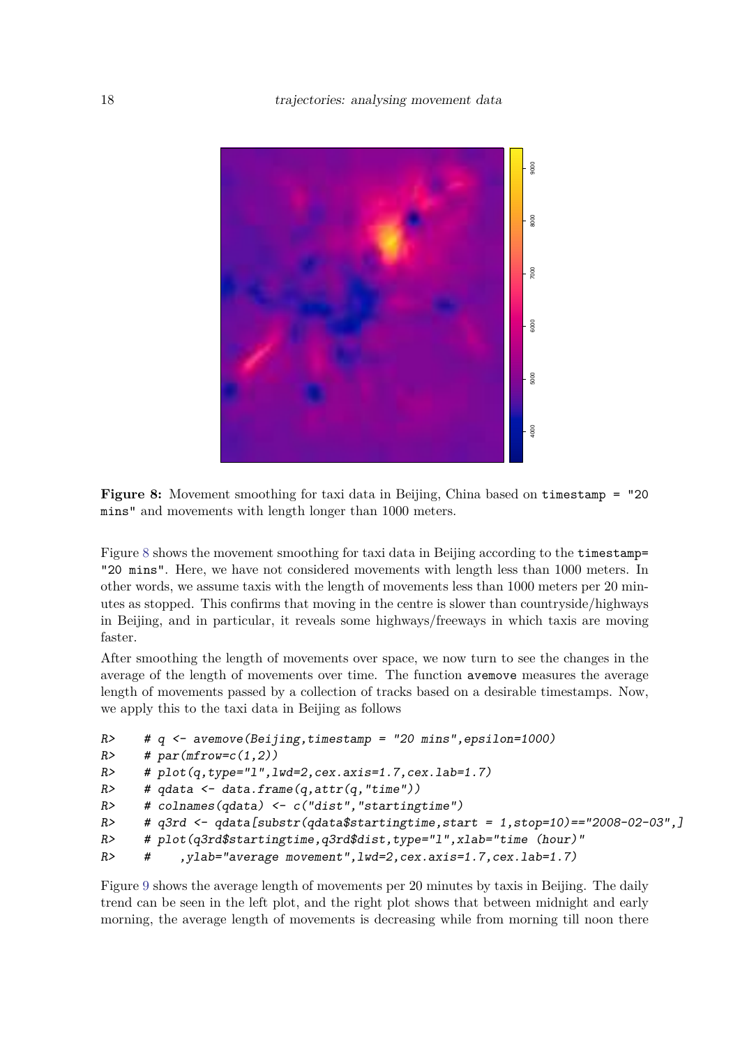**Figure 8:** Movement smoothing for taxi data in Beijing, China based on `timestamp = "20 mins"` and movements with length longer than 1000 meters.

Figure 8 shows the movement smoothing for taxi data in Beijing according to the `timestamp= "20 mins"`. Here, we have not considered movements with length less than 1000 meters. In other words, we assume taxis with the length of movements less than 1000 meters per 20 minutes as stopped. This confirms that moving in the centre is slower than countryside/highways in Beijing, and in particular, it reveals some highways/freeways in which taxis are moving faster.

After smoothing the length of movements over space, we now turn to see the changes in the average of the length of movements over time. The function `avemove` measures the average length of movements passed by a collection of tracks based on a desirable timestamps. Now, we apply this to the taxi data in Beijing as follows

```
R>     # q <- avemove(Beijing,timestamp = "20 mins",epsilon=1000)
R>     # par(mfrow=c(1,2))
R>     # plot(q,type="l",lwd=2,cex.axis=1.7,cex.lab=1.7)
R>     # qdata <- data.frame(q,attr(q,"time"))
R>     # colnames(qdata) <- c("dist","startingtime")
R>     # q3rd <- qdata[substr(qdata$startingtime,start = 1,stop=10)=="2008-02-03",]
R>     # plot(q3rd$startingtime,q3rd$dist,type="l",xlab="time (hour)"
R>     #     ,ylab="average movement",lwd=2,cex.axis=1.7,cex.lab=1.7)
```

Figure 9 shows the average length of movements per 20 minutes by taxis in Beijing. The daily trend can be seen in the left plot, and the right plot shows that between midnight and early morning, the average length of movements is decreasing while from morning till noon there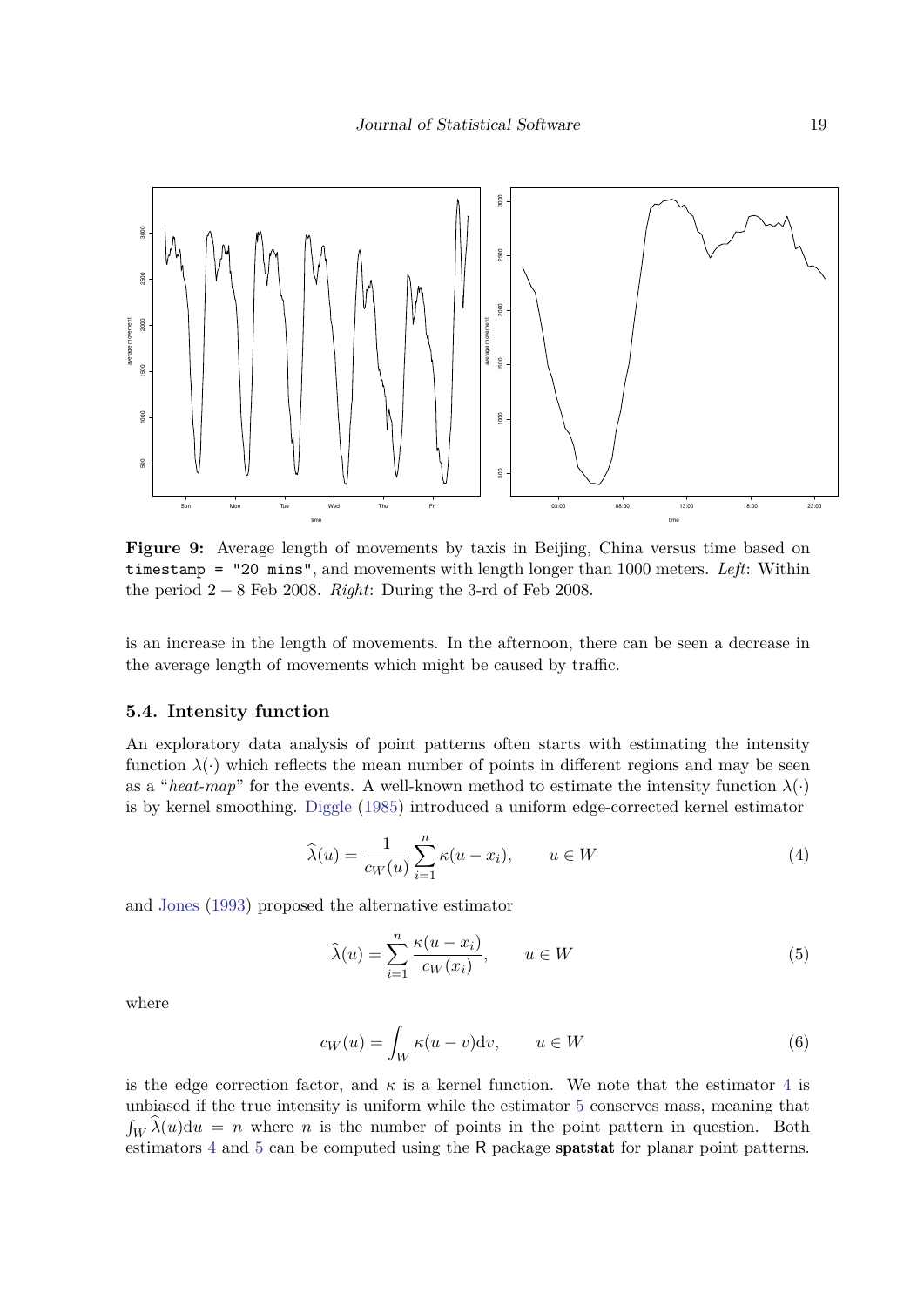**Figure 9:** Average length of movements by taxis in Beijing, China versus time based on `timestamp = "20 mins"`, and movements with length longer than 1000 meters. *Left*: Within the period 2 − 8 Feb 2008. *Right*: During the 3-rd of Feb 2008.

is an increase in the length of movements. In the afternoon, there can be seen a decrease in the average length of movements which might be caused by traffic.

### 5.4. Intensity function

An exploratory data analysis of point patterns often starts with estimating the intensity function $\lambda(\cdot)$ which reflects the mean number of points in different regions and may be seen as a "*heat-map*" for the events. A well-known method to estimate the intensity function $\lambda(\cdot)$ is by kernel smoothing. Diggle (1985) introduced a uniform edge-corrected kernel estimator

$$\widehat{\lambda}(u) = \frac{1}{c_W(u)} \sum_{i=1}^{n} \kappa(u - x_i), \qquad u \in W \tag{4}$$

and Jones (1993) proposed the alternative estimator

$$\widehat{\lambda}(u) = \sum_{i=1}^{n} \frac{\kappa(u - x_i)}{c_W(x_i)}, \qquad u \in W \tag{5}$$

where

$$c_W(u) = \int_W \kappa(u - v)\mathrm{d}v, \qquad u \in W \tag{6}$$

is the edge correction factor, and $\kappa$ is a kernel function. We note that the estimator 4 is unbiased if the true intensity is uniform while the estimator 5 conserves mass, meaning that $\int_W \widehat{\lambda}(u)\mathrm{d}u = n$ where $n$ is the number of points in the point pattern in question. Both estimators 4 and 5 can be computed using the R package **spatstat** for planar point patterns.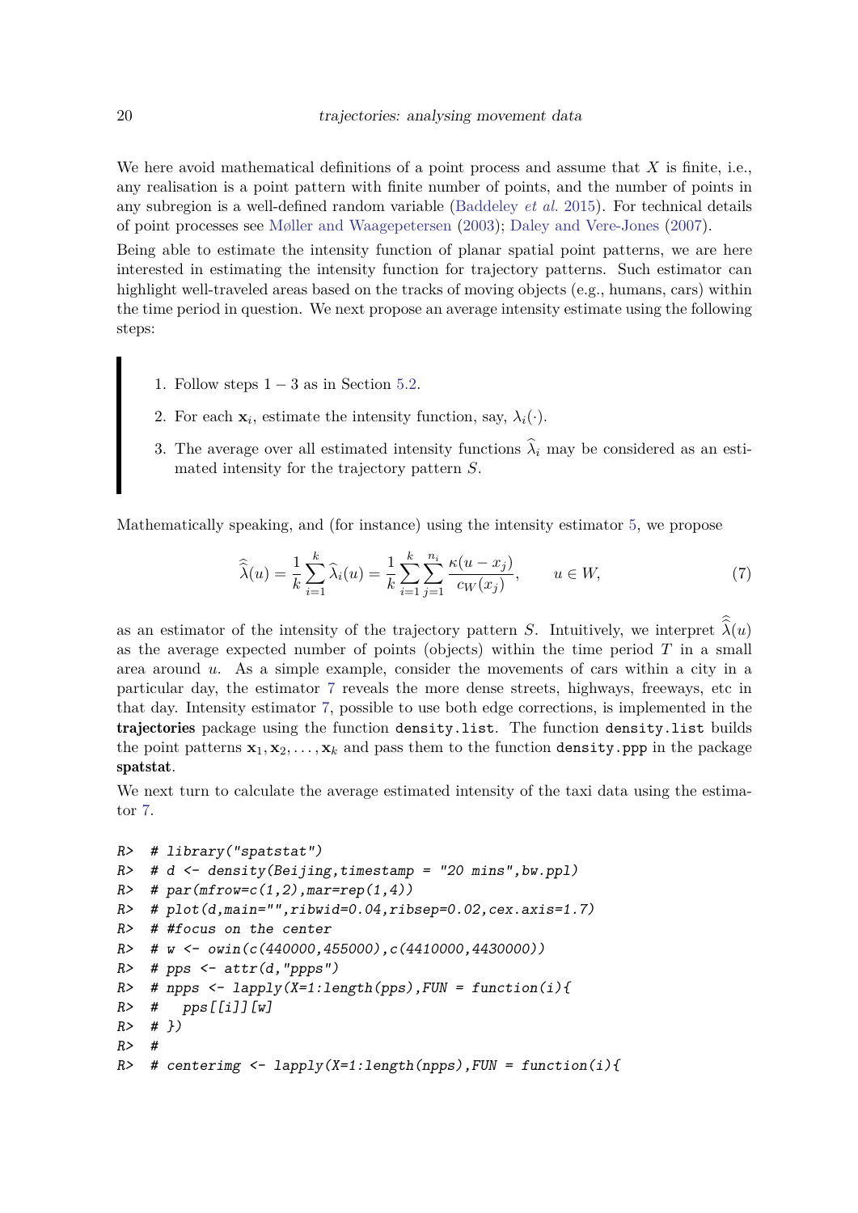We here avoid mathematical definitions of a point process and assume that $X$ is finite, i.e., any realisation is a point pattern with finite number of points, and the number of points in any subregion is a well-defined random variable (Baddeley *et al.* 2015). For technical details of point processes see Møller and Waagepetersen (2003); Daley and Vere-Jones (2007).

Being able to estimate the intensity function of planar spatial point patterns, we are here interested in estimating the intensity function for trajectory patterns. Such estimator can highlight well-traveled areas based on the tracks of moving objects (e.g., humans, cars) within the time period in question. We next propose an average intensity estimate using the following steps:

> 1. Follow steps $1-3$ as in Section 5.2.
> 2. For each $\mathbf{x}_i$, estimate the intensity function, say, $\lambda_i(\cdot)$.
> 3. The average over all estimated intensity functions $\widehat{\lambda}_i$ may be considered as an estimated intensity for the trajectory pattern $S$.

Mathematically speaking, and (for instance) using the intensity estimator 5, we propose

$$\widehat{\widehat{\lambda}}(u) = \frac{1}{k}\sum_{i=1}^{k}\widehat{\lambda}_i(u) = \frac{1}{k}\sum_{i=1}^{k}\sum_{j=1}^{n_i}\frac{\kappa(u-x_j)}{c_W(x_j)}, \qquad u \in W, \tag{7}$$

as an estimator of the intensity of the trajectory pattern $S$. Intuitively, we interpret $\widehat{\widehat{\lambda}}(u)$ as the average expected number of points (objects) within the time period $T$ in a small area around $u$. As a simple example, consider the movements of cars within a city in a particular day, the estimator 7 reveals the more dense streets, highways, freeways, etc in that day. Intensity estimator 7, possible to use both edge corrections, is implemented in the **trajectories** package using the function `density.list`. The function `density.list` builds the point patterns $\mathbf{x}_1, \mathbf{x}_2, \ldots, \mathbf{x}_k$ and pass them to the function `density.ppp` in the package **spatstat**.

We next turn to calculate the average estimated intensity of the taxi data using the estimator 7.

```
R>  # library("spatstat")
R>  # d <- density(Beijing,timestamp = "20 mins",bw.ppl)
R>  # par(mfrow=c(1,2),mar=rep(1,4))
R>  # plot(d,main="",ribwid=0.04,ribsep=0.02,cex.axis=1.7)
R>  # #focus on the center
R>  # w <- owin(c(440000,455000),c(4410000,4430000))
R>  # pps <- attr(d,"ppps")
R>  # npps <- lapply(X=1:length(pps),FUN = function(i){
R>  #   pps[[i]][w]
R>  # })
R>  #
R>  # centerimg <- lapply(X=1:length(npps),FUN = function(i){
```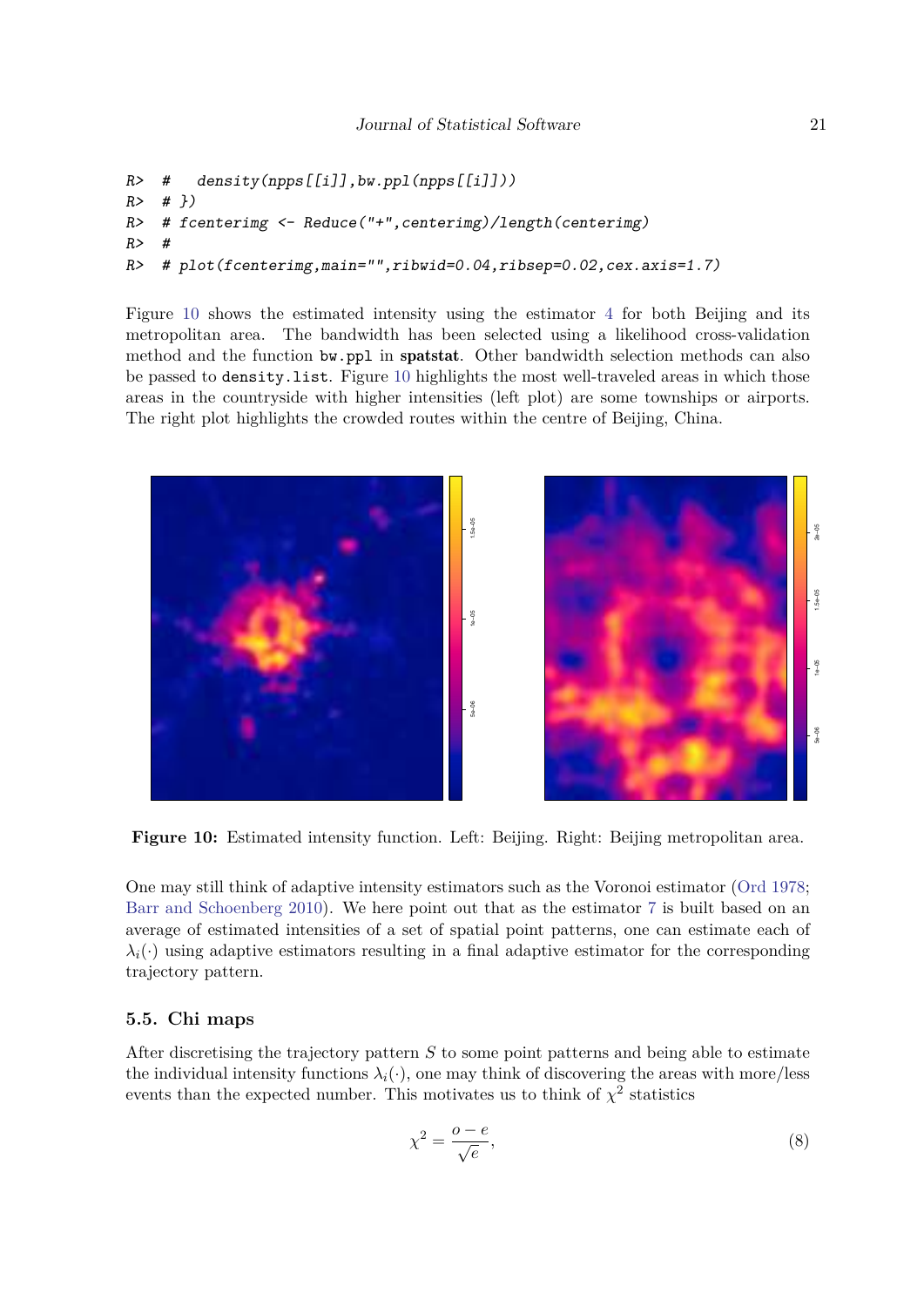```
R> #   density(npps[[i]],bw.ppl(npps[[i]]))
R> # })
R> # fcenterimg <- Reduce("+",centerimg)/length(centerimg)
R> #
R> # plot(fcenterimg,main="",ribwid=0.04,ribsep=0.02,cex.axis=1.7)
```

Figure 10 shows the estimated intensity using the estimator 4 for both Beijing and its metropolitan area. The bandwidth has been selected using a likelihood cross-validation method and the function `bw.ppl` in **spatstat**. Other bandwidth selection methods can also be passed to `density.list`. Figure 10 highlights the most well-traveled areas in which those areas in the countryside with higher intensities (left plot) are some townships or airports. The right plot highlights the crowded routes within the centre of Beijing, China.

**Figure 10:** Estimated intensity function. Left: Beijing. Right: Beijing metropolitan area.

One may still think of adaptive intensity estimators such as the Voronoi estimator (Ord 1978; Barr and Schoenberg 2010). We here point out that as the estimator 7 is built based on an average of estimated intensities of a set of spatial point patterns, one can estimate each of $\lambda_i(\cdot)$ using adaptive estimators resulting in a final adaptive estimator for the corresponding trajectory pattern.

### 5.5. Chi maps

After discretising the trajectory pattern $S$ to some point patterns and being able to estimate the individual intensity functions $\lambda_i(\cdot)$, one may think of discovering the areas with more/less events than the expected number. This motivates us to think of $\chi^2$ statistics

$$\chi^2 = \frac{o - e}{\sqrt{e}}, \tag{8}$$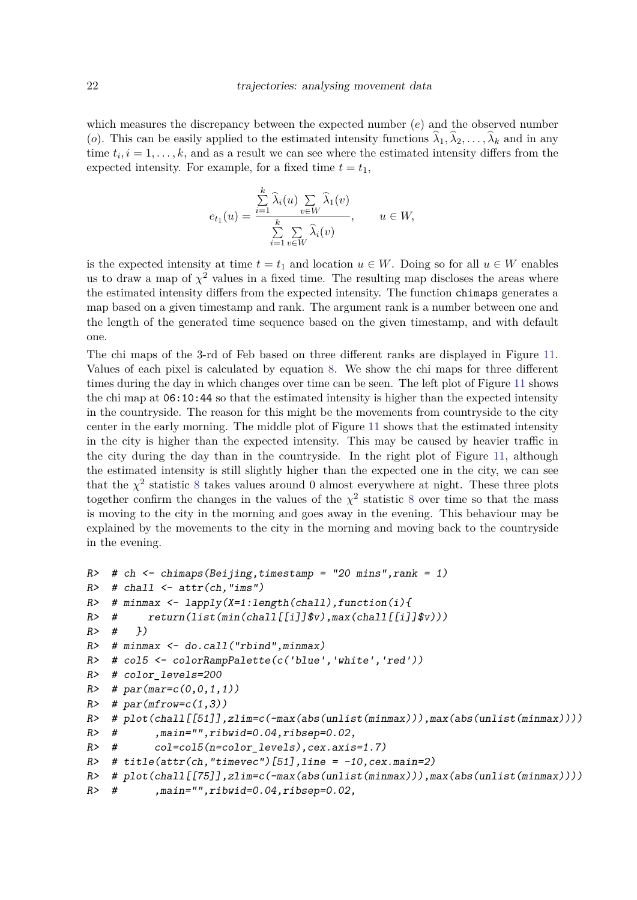which measures the discrepancy between the expected number ($e$) and the observed number ($o$). This can be easily applied to the estimated intensity functions $\widehat{\lambda}_1, \widehat{\lambda}_2, \ldots, \widehat{\lambda}_k$ and in any time $t_i, i = 1, \ldots, k$, and as a result we can see where the estimated intensity differs from the expected intensity. For example, for a fixed time $t = t_1$,

$$e_{t_1}(u) = \frac{\sum_{i=1}^{k} \widehat{\lambda}_i(u) \sum_{v \in W} \widehat{\lambda}_1(v)}{\sum_{i=1}^{k} \sum_{v \in W} \widehat{\lambda}_i(v)}, \qquad u \in W,$$

is the expected intensity at time $t = t_1$ and location $u \in W$. Doing so for all $u \in W$ enables us to draw a map of $\chi^2$ values in a fixed time. The resulting map discloses the areas where the estimated intensity differs from the expected intensity. The function `chimaps` generates a map based on a given timestamp and rank. The argument rank is a number between one and the length of the generated time sequence based on the given timestamp, and with default one.

The chi maps of the 3-rd of Feb based on three different ranks are displayed in Figure 11. Values of each pixel is calculated by equation 8. We show the chi maps for three different times during the day in which changes over time can be seen. The left plot of Figure 11 shows the chi map at `06:10:44` so that the estimated intensity is higher than the expected intensity in the countryside. The reason for this might be the movements from countryside to the city center in the early morning. The middle plot of Figure 11 shows that the estimated intensity in the city is higher than the expected intensity. This may be caused by heavier traffic in the city during the day than in the countryside. In the right plot of Figure 11, although the estimated intensity is still slightly higher than the expected one in the city, we can see that the $\chi^2$ statistic 8 takes values around 0 almost everywhere at night. These three plots together confirm the changes in the values of the $\chi^2$ statistic 8 over time so that the mass is moving to the city in the morning and goes away in the evening. This behaviour may be explained by the movements to the city in the morning and moving back to the countryside in the evening.

```
R>  # ch <- chimaps(Beijing,timestamp = "20 mins",rank = 1)
R>  # chall <- attr(ch,"ims")
R>  # minmax <- lapply(X=1:length(chall),function(i){
R>  #     return(list(min(chall[[i]]$v),max(chall[[i]]$v)))
R>  #   })
R>  # minmax <- do.call("rbind",minmax)
R>  # col5 <- colorRampPalette(c('blue','white','red'))
R>  # color_levels=200
R>  # par(mar=c(0,0,1,1))
R>  # par(mfrow=c(1,3))
R>  # plot(chall[[51]],zlim=c(-max(abs(unlist(minmax))),max(abs(unlist(minmax))))
R>  #      ,main="",ribwid=0.04,ribsep=0.02,
R>  #      col=col5(n=color_levels),cex.axis=1.7)
R>  # title(attr(ch,"timevec")[51],line = -10,cex.main=2)
R>  # plot(chall[[75]],zlim=c(-max(abs(unlist(minmax))),max(abs(unlist(minmax))))
R>  #      ,main="",ribwid=0.04,ribsep=0.02,
```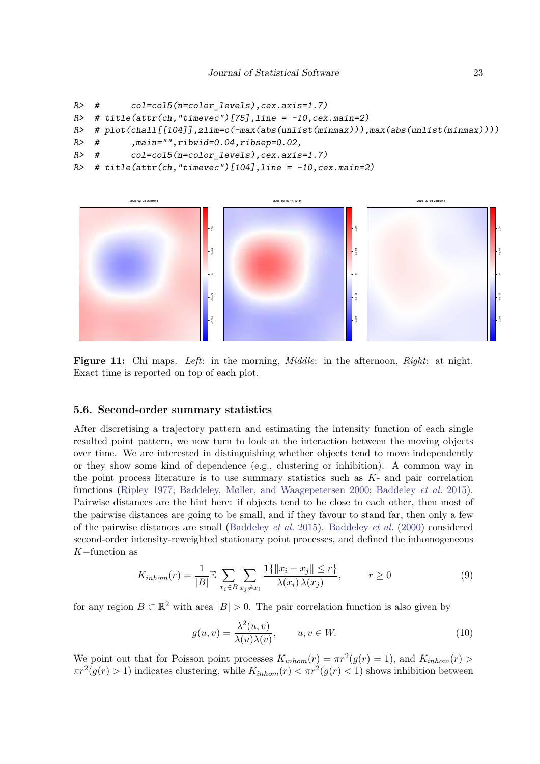```
R> #      col=col5(n=color_levels),cex.axis=1.7)
R> # title(attr(ch,"timevec")[75],line = -10,cex.main=2)
R> # plot(chall[[104]],zlim=c(-max(abs(unlist(minmax))),max(abs(unlist(minmax))))
R> #      ,main="",ribwid=0.04,ribsep=0.02,
R> #      col=col5(n=color_levels),cex.axis=1.7)
R> # title(attr(ch,"timevec")[104],line = -10,cex.main=2)
```

**Figure 11:** Chi maps. *Left*: in the morning, *Middle*: in the afternoon, *Right*: at night. Exact time is reported on top of each plot.

### 5.6. Second-order summary statistics

After discretising a trajectory pattern and estimating the intensity function of each single resulted point pattern, we now turn to look at the interaction between the moving objects over time. We are interested in distinguishing whether objects tend to move independently or they show some kind of dependence (e.g., clustering or inhibition). A common way in the point process literature is to use summary statistics such as $K$- and pair correlation functions (Ripley 1977; Baddeley, Møller, and Waagepetersen 2000; Baddeley *et al.* 2015). Pairwise distances are the hint here: if objects tend to be close to each other, then most of the pairwise distances are going to be small, and if they favour to stand far, then only a few of the pairwise distances are small (Baddeley *et al.* 2015). Baddeley *et al.* (2000) considered second-order intensity-reweighted stationary point processes, and defined the inhomogeneous $K-$function as

$$K_{inhom}(r) = \frac{1}{|B|}\mathbb{E} \sum_{x_i \in B} \sum_{x_j \neq x_i} \frac{\mathbf{1}\{\|x_i - x_j\| \leq r\}}{\lambda(x_i)\,\lambda(x_j)}, \qquad r \geq 0 \tag{9}$$

for any region $B \subset \mathbb{R}^2$ with area $|B| > 0$. The pair correlation function is also given by

$$g(u,v) = \frac{\lambda^2(u,v)}{\lambda(u)\lambda(v)}, \qquad u, v \in W. \tag{10}$$

We point out that for Poisson point processes $K_{inhom}(r) = \pi r^2 (g(r) = 1)$, and $K_{inhom}(r) > \pi r^2 (g(r) > 1)$ indicates clustering, while $K_{inhom}(r) < \pi r^2 (g(r) < 1)$ shows inhibition between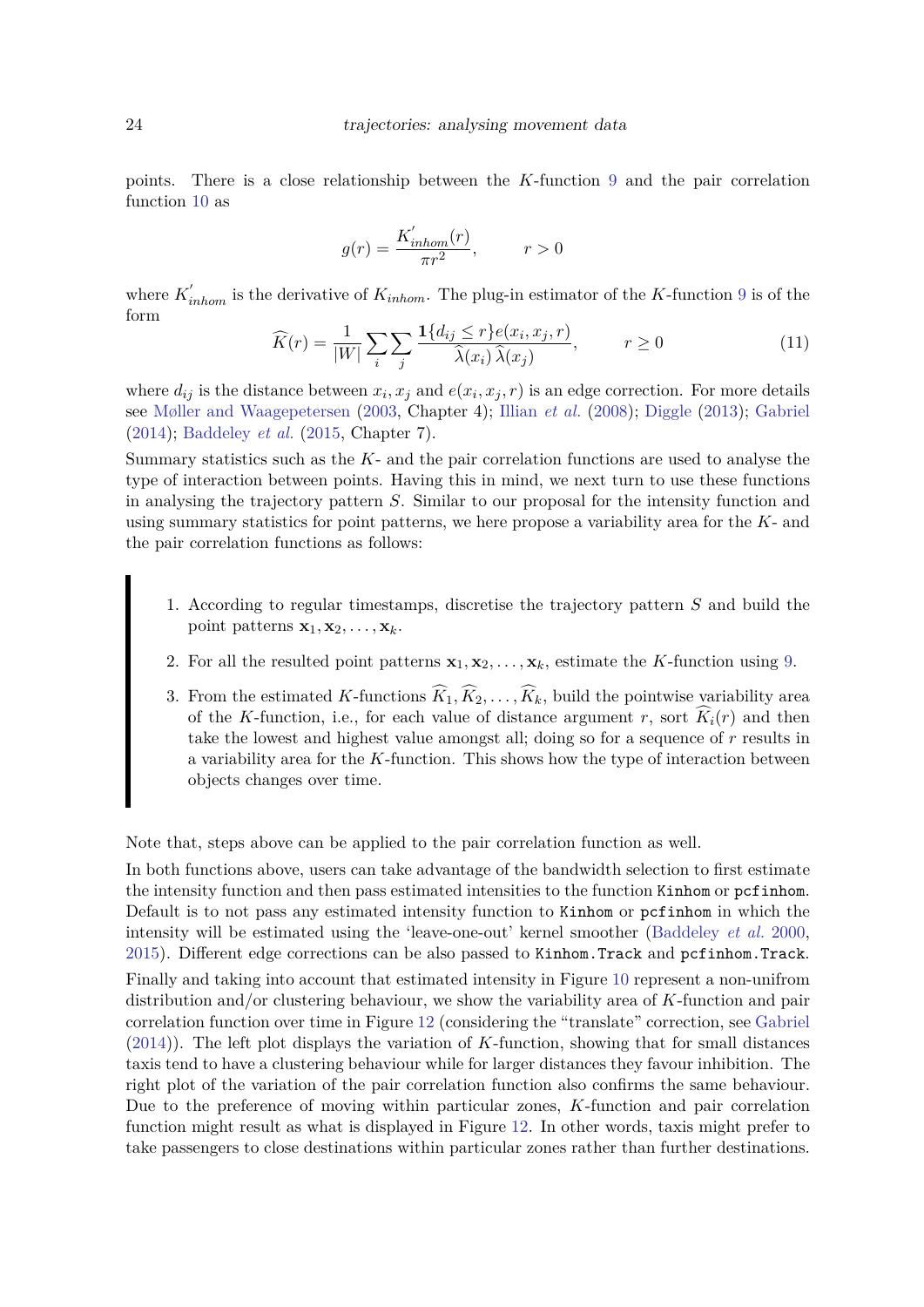points. There is a close relationship between the $K$-function 9 and the pair correlation function 10 as

$$g(r) = \frac{K'_{inhom}(r)}{\pi r^2}, \qquad r > 0$$

where $K'_{inhom}$ is the derivative of $K_{inhom}$. The plug-in estimator of the $K$-function 9 is of the form

$$\widehat{K}(r) = \frac{1}{|W|} \sum_i \sum_j \frac{\mathbf{1}\{d_{ij} \leq r\} e(x_i, x_j, r)}{\widehat{\lambda}(x_i)\,\widehat{\lambda}(x_j)}, \qquad r \geq 0 \tag{11}$$

where $d_{ij}$ is the distance between $x_i, x_j$ and $e(x_i, x_j, r)$ is an edge correction. For more details see Møller and Waagepetersen (2003, Chapter 4); Illian *et al.* (2008); Diggle (2013); Gabriel (2014); Baddeley *et al.* (2015, Chapter 7).

Summary statistics such as the $K$- and the pair correlation functions are used to analyse the type of interaction between points. Having this in mind, we next turn to use these functions in analysing the trajectory pattern $S$. Similar to our proposal for the intensity function and using summary statistics for point patterns, we here propose a variability area for the $K$- and the pair correlation functions as follows:

1. According to regular timestamps, discretise the trajectory pattern $S$ and build the point patterns $\mathbf{x}_1, \mathbf{x}_2, \ldots, \mathbf{x}_k$.
2. For all the resulted point patterns $\mathbf{x}_1, \mathbf{x}_2, \ldots, \mathbf{x}_k$, estimate the $K$-function using 9.
3. From the estimated $K$-functions $\widehat{K}_1, \widehat{K}_2, \ldots, \widehat{K}_k$, build the pointwise variability area of the $K$-function, i.e., for each value of distance argument $r$, sort $\widehat{K}_i(r)$ and then take the lowest and highest value amongst all; doing so for a sequence of $r$ results in a variability area for the $K$-function. This shows how the type of interaction between objects changes over time.

Note that, steps above can be applied to the pair correlation function as well.

In both functions above, users can take advantage of the bandwidth selection to first estimate the intensity function and then pass estimated intensities to the function `Kinhom` or `pcfinhom`. Default is to not pass any estimated intensity function to `Kinhom` or `pcfinhom` in which the intensity will be estimated using the 'leave-one-out' kernel smoother (Baddeley *et al.* 2000, 2015). Different edge corrections can be also passed to `Kinhom.Track` and `pcfinhom.Track`.

Finally and taking into account that estimated intensity in Figure 10 represent a non-unifrom distribution and/or clustering behaviour, we show the variability area of $K$-function and pair correlation function over time in Figure 12 (considering the "translate" correction, see Gabriel (2014)). The left plot displays the variation of $K$-function, showing that for small distances taxis tend to have a clustering behaviour while for larger distances they favour inhibition. The right plot of the variation of the pair correlation function also confirms the same behaviour. Due to the preference of moving within particular zones, $K$-function and pair correlation function might result as what is displayed in Figure 12. In other words, taxis might prefer to take passengers to close destinations within particular zones rather than further destinations.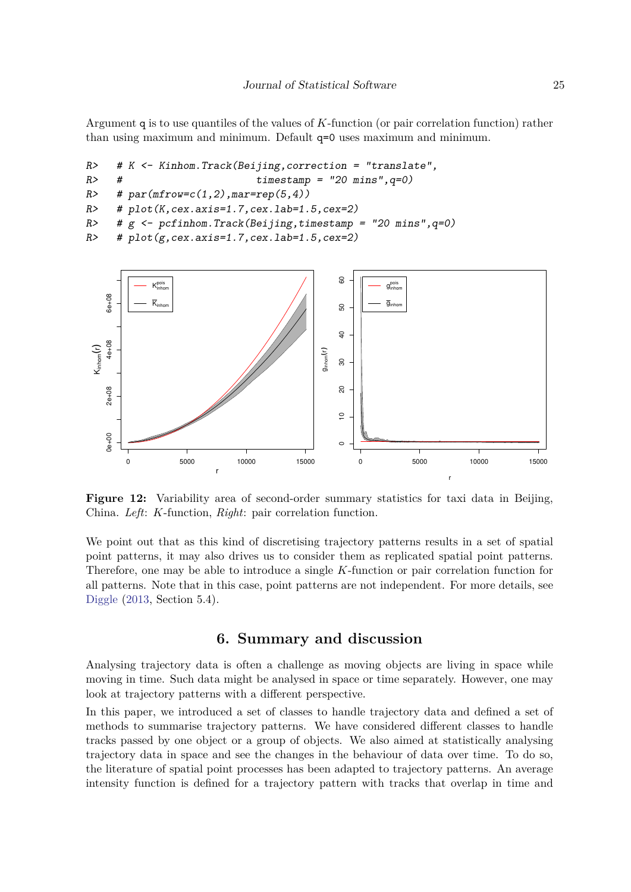Argument `q` is to use quantiles of the values of $K$-function (or pair correlation function) rather than using maximum and minimum. Default `q=0` uses maximum and minimum.

```
R>    # K <- Kinhom.Track(Beijing,correction = "translate",
R>    #                       timestamp = "20 mins",q=0)
R>    # par(mfrow=c(1,2),mar=rep(5,4))
R>    # plot(K,cex.axis=1.7,cex.lab=1.5,cex=2)
R>    # g <- pcfinhom.Track(Beijing,timestamp = "20 mins",q=0)
R>    # plot(g,cex.axis=1.7,cex.lab=1.5,cex=2)
```

**Figure 12:** Variability area of second-order summary statistics for taxi data in Beijing, China. *Left*: $K$-function, *Right*: pair correlation function.

We point out that as this kind of discretising trajectory patterns results in a set of spatial point patterns, it may also drives us to consider them as replicated spatial point patterns. Therefore, one may be able to introduce a single $K$-function or pair correlation function for all patterns. Note that in this case, point patterns are not independent. For more details, see Diggle (2013, Section 5.4).

## 6. Summary and discussion

Analysing trajectory data is often a challenge as moving objects are living in space while moving in time. Such data might be analysed in space or time separately. However, one may look at trajectory patterns with a different perspective.

In this paper, we introduced a set of classes to handle trajectory data and defined a set of methods to summarise trajectory patterns. We have considered different classes to handle tracks passed by one object or a group of objects. We also aimed at statistically analysing trajectory data in space and see the changes in the behaviour of data over time. To do so, the literature of spatial point processes has been adapted to trajectory patterns. An average intensity function is defined for a trajectory pattern with tracks that overlap in time and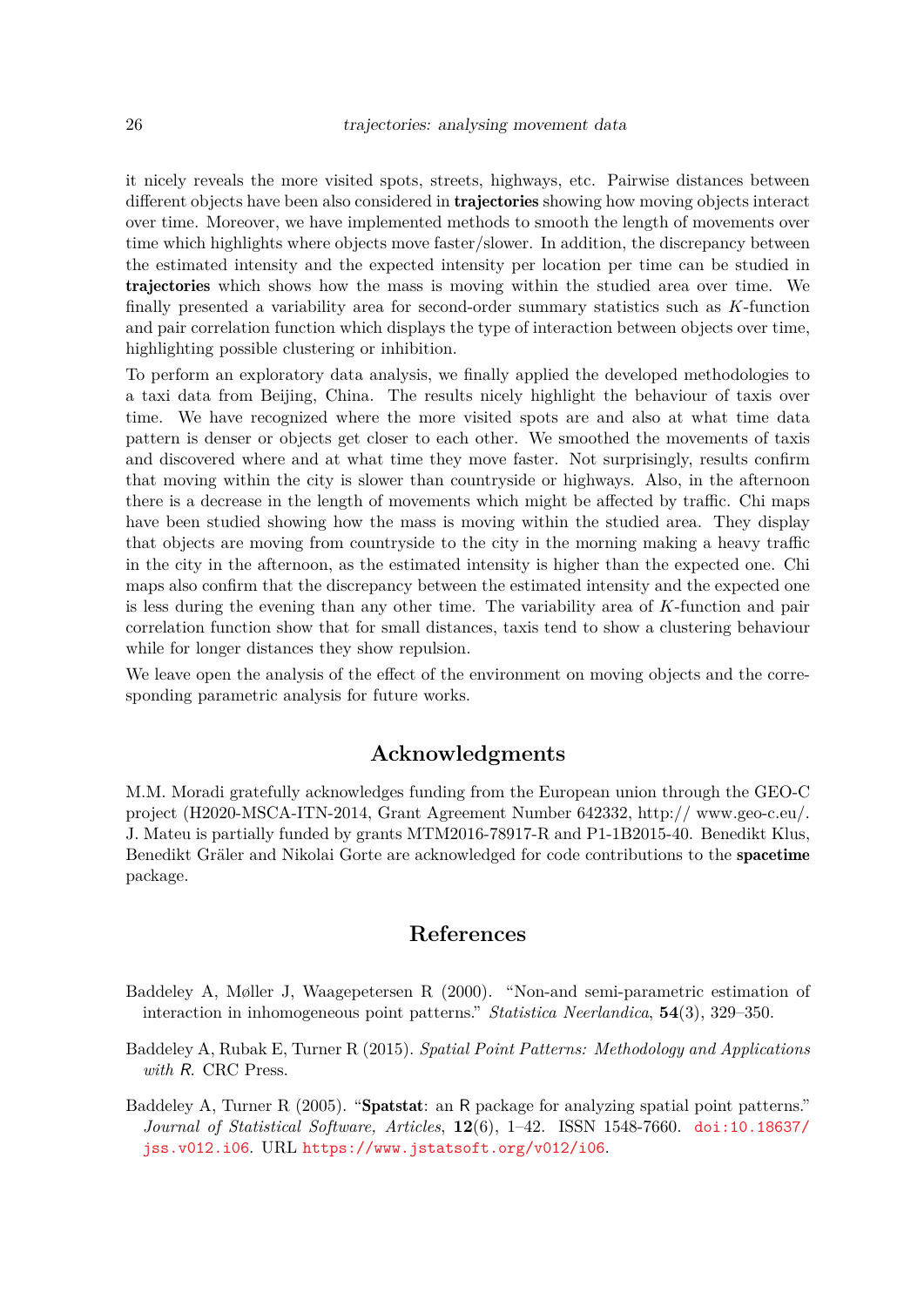it nicely reveals the more visited spots, streets, highways, etc. Pairwise distances between different objects have been also considered in **trajectories** showing how moving objects interact over time. Moreover, we have implemented methods to smooth the length of movements over time which highlights where objects move faster/slower. In addition, the discrepancy between the estimated intensity and the expected intensity per location per time can be studied in **trajectories** which shows how the mass is moving within the studied area over time. We finally presented a variability area for second-order summary statistics such as $K$-function and pair correlation function which displays the type of interaction between objects over time, highlighting possible clustering or inhibition.

To perform an exploratory data analysis, we finally applied the developed methodologies to a taxi data from Beijing, China. The results nicely highlight the behaviour of taxis over time. We have recognized where the more visited spots are and also at what time data pattern is denser or objects get closer to each other. We smoothed the movements of taxis and discovered where and at what time they move faster. Not surprisingly, results confirm that moving within the city is slower than countryside or highways. Also, in the afternoon there is a decrease in the length of movements which might be affected by traffic. Chi maps have been studied showing how the mass is moving within the studied area. They display that objects are moving from countryside to the city in the morning making a heavy traffic in the city in the afternoon, as the estimated intensity is higher than the expected one. Chi maps also confirm that the discrepancy between the estimated intensity and the expected one is less during the evening than any other time. The variability area of $K$-function and pair correlation function show that for small distances, taxis tend to show a clustering behaviour while for longer distances they show repulsion.

We leave open the analysis of the effect of the environment on moving objects and the corresponding parametric analysis for future works.

## Acknowledgments

M.M. Moradi gratefully acknowledges funding from the European union through the GEO-C project (H2020-MSCA-ITN-2014, Grant Agreement Number 642332, http:// www.geo-c.eu/. J. Mateu is partially funded by grants MTM2016-78917-R and P1-1B2015-40. Benedikt Klus, Benedikt Gräler and Nikolai Gorte are acknowledged for code contributions to the **spacetime** package.

## References

Baddeley A, Møller J, Waagepetersen R (2000). "Non-and semi-parametric estimation of interaction in inhomogeneous point patterns." *Statistica Neerlandica*, **54**(3), 329–350.

Baddeley A, Rubak E, Turner R (2015). *Spatial Point Patterns: Methodology and Applications with R*. CRC Press.

Baddeley A, Turner R (2005). "**Spatstat**: an R package for analyzing spatial point patterns." *Journal of Statistical Software, Articles*, **12**(6), 1–42. ISSN 1548-7660. doi:10.18637/jss.v012.i06. URL https://www.jstatsoft.org/v012/i06.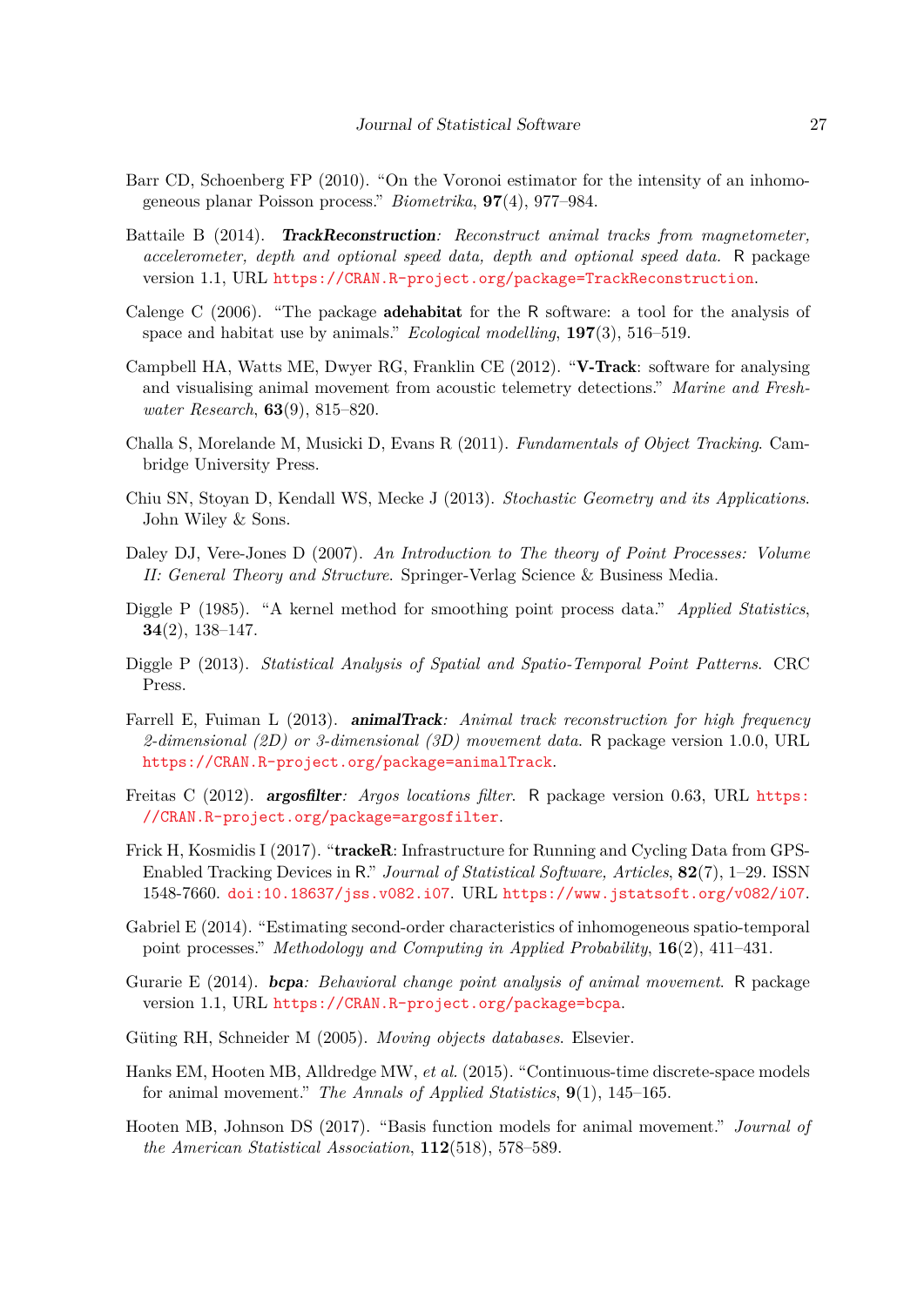Barr CD, Schoenberg FP (2010). "On the Voronoi estimator for the intensity of an inhomogeneous planar Poisson process." *Biometrika*, **97**(4), 977–984.

Battaile B (2014). ***TrackReconstruction**: Reconstruct animal tracks from magnetometer, accelerometer, depth and optional speed data, depth and optional speed data.* R package version 1.1, URL https://CRAN.R-project.org/package=TrackReconstruction.

Calenge C (2006). "The package **adehabitat** for the R software: a tool for the analysis of space and habitat use by animals." *Ecological modelling*, **197**(3), 516–519.

Campbell HA, Watts ME, Dwyer RG, Franklin CE (2012). "**V-Track**: software for analysing and visualising animal movement from acoustic telemetry detections." *Marine and Freshwater Research*, **63**(9), 815–820.

Challa S, Morelande M, Musicki D, Evans R (2011). *Fundamentals of Object Tracking*. Cambridge University Press.

Chiu SN, Stoyan D, Kendall WS, Mecke J (2013). *Stochastic Geometry and its Applications*. John Wiley & Sons.

Daley DJ, Vere-Jones D (2007). *An Introduction to The theory of Point Processes: Volume II: General Theory and Structure*. Springer-Verlag Science & Business Media.

Diggle P (1985). "A kernel method for smoothing point process data." *Applied Statistics*, **34**(2), 138–147.

Diggle P (2013). *Statistical Analysis of Spatial and Spatio-Temporal Point Patterns*. CRC Press.

Farrell E, Fuiman L (2013). ***animalTrack**: Animal track reconstruction for high frequency 2-dimensional (2D) or 3-dimensional (3D) movement data.* R package version 1.0.0, URL https://CRAN.R-project.org/package=animalTrack.

Freitas C (2012). ***argosfilter**: Argos locations filter.* R package version 0.63, URL https://CRAN.R-project.org/package=argosfilter.

Frick H, Kosmidis I (2017). "**trackeR**: Infrastructure for Running and Cycling Data from GPS-Enabled Tracking Devices in R." *Journal of Statistical Software, Articles*, **82**(7), 1–29. ISSN 1548-7660. doi:10.18637/jss.v082.i07. URL https://www.jstatsoft.org/v082/i07.

Gabriel E (2014). "Estimating second-order characteristics of inhomogeneous spatio-temporal point processes." *Methodology and Computing in Applied Probability*, **16**(2), 411–431.

Gurarie E (2014). ***bcpa**: Behavioral change point analysis of animal movement.* R package version 1.1, URL https://CRAN.R-project.org/package=bcpa.

Güting RH, Schneider M (2005). *Moving objects databases*. Elsevier.

Hanks EM, Hooten MB, Alldredge MW, *et al.* (2015). "Continuous-time discrete-space models for animal movement." *The Annals of Applied Statistics*, **9**(1), 145–165.

Hooten MB, Johnson DS (2017). "Basis function models for animal movement." *Journal of the American Statistical Association*, **112**(518), 578–589.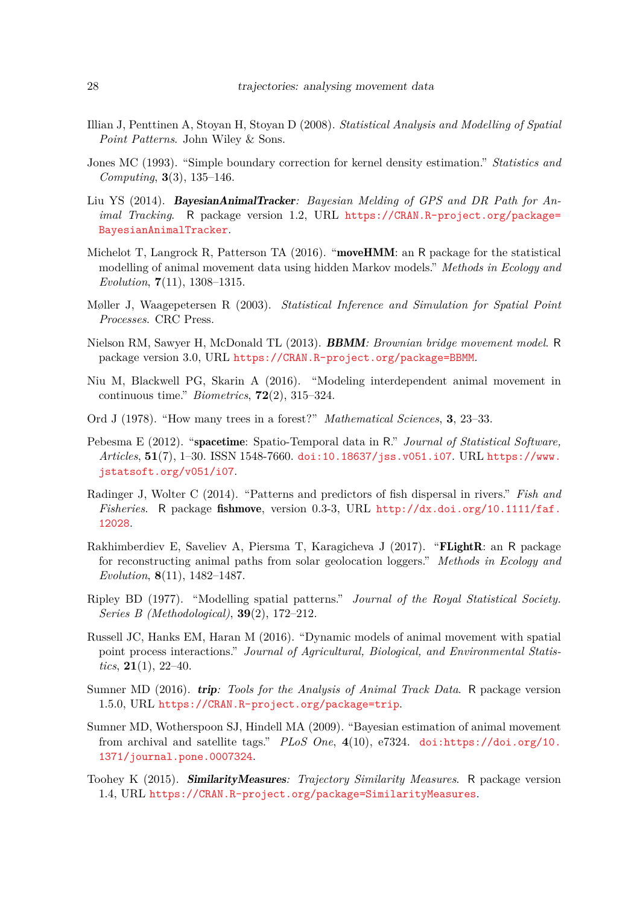Illian J, Penttinen A, Stoyan H, Stoyan D (2008). *Statistical Analysis and Modelling of Spatial Point Patterns*. John Wiley & Sons.

Jones MC (1993). "Simple boundary correction for kernel density estimation." *Statistics and Computing*, **3**(3), 135–146.

Liu YS (2014). ***BayesianAnimalTracker**: Bayesian Melding of GPS and DR Path for Animal Tracking*. R package version 1.2, URL https://CRAN.R-project.org/package=BayesianAnimalTracker.

Michelot T, Langrock R, Patterson TA (2016). "**moveHMM**: an R package for the statistical modelling of animal movement data using hidden Markov models." *Methods in Ecology and Evolution*, **7**(11), 1308–1315.

Møller J, Waagepetersen R (2003). *Statistical Inference and Simulation for Spatial Point Processes*. CRC Press.

Nielson RM, Sawyer H, McDonald TL (2013). ***BBMM**: Brownian bridge movement model*. R package version 3.0, URL https://CRAN.R-project.org/package=BBMM.

Niu M, Blackwell PG, Skarin A (2016). "Modeling interdependent animal movement in continuous time." *Biometrics*, **72**(2), 315–324.

Ord J (1978). "How many trees in a forest?" *Mathematical Sciences*, **3**, 23–33.

Pebesma E (2012). "**spacetime**: Spatio-Temporal data in R." *Journal of Statistical Software, Articles*, **51**(7), 1–30. ISSN 1548-7660. doi:10.18637/jss.v051.i07. URL https://www.jstatsoft.org/v051/i07.

Radinger J, Wolter C (2014). "Patterns and predictors of fish dispersal in rivers." *Fish and Fisheries*. R package **fishmove**, version 0.3-3, URL http://dx.doi.org/10.1111/faf.12028.

Rakhimberdiev E, Saveliev A, Piersma T, Karagicheva J (2017). "**FLightR**: an R package for reconstructing animal paths from solar geolocation loggers." *Methods in Ecology and Evolution*, **8**(11), 1482–1487.

Ripley BD (1977). "Modelling spatial patterns." *Journal of the Royal Statistical Society. Series B (Methodological)*, **39**(2), 172–212.

Russell JC, Hanks EM, Haran M (2016). "Dynamic models of animal movement with spatial point process interactions." *Journal of Agricultural, Biological, and Environmental Statistics*, **21**(1), 22–40.

Sumner MD (2016). ***trip**: Tools for the Analysis of Animal Track Data*. R package version 1.5.0, URL https://CRAN.R-project.org/package=trip.

Sumner MD, Wotherspoon SJ, Hindell MA (2009). "Bayesian estimation of animal movement from archival and satellite tags." *PLoS One*, **4**(10), e7324. doi:https://doi.org/10.1371/journal.pone.0007324.

Toohey K (2015). ***SimilarityMeasures**: Trajectory Similarity Measures*. R package version 1.4, URL https://CRAN.R-project.org/package=SimilarityMeasures.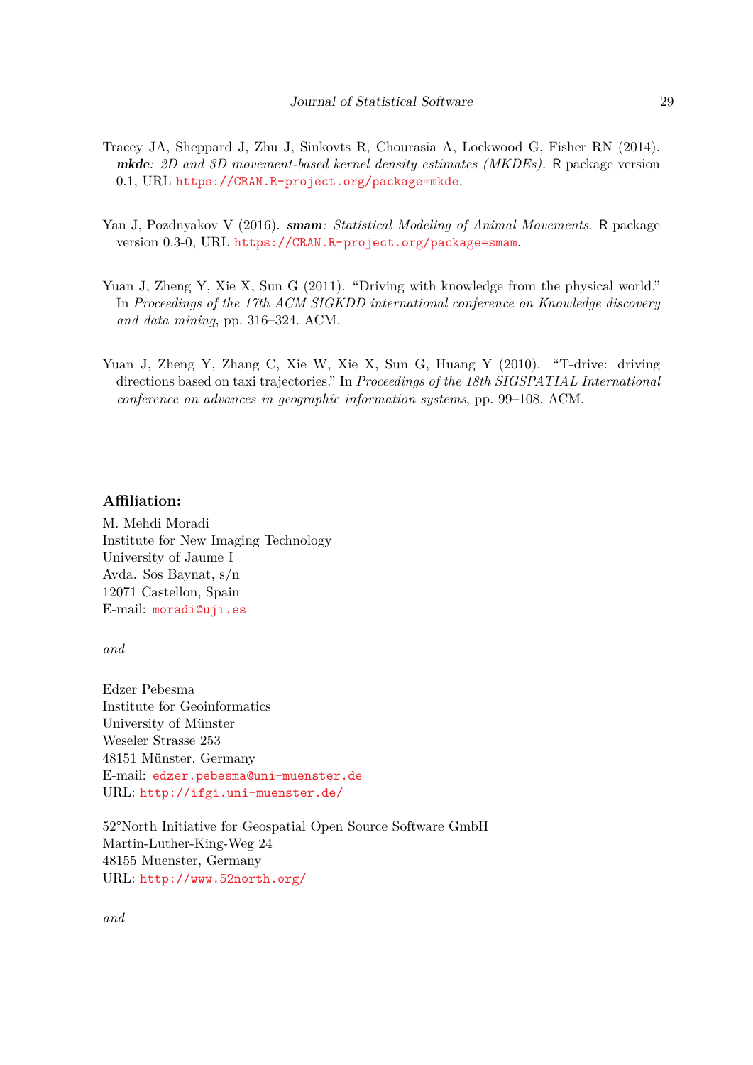Tracey JA, Sheppard J, Zhu J, Sinkovts R, Chourasia A, Lockwood G, Fisher RN (2014). ***mkde**: 2D and 3D movement-based kernel density estimates (MKDEs).* R package version 0.1, URL https://CRAN.R-project.org/package=mkde.

Yan J, Pozdnyakov V (2016). ***smam**: Statistical Modeling of Animal Movements*. R package version 0.3-0, URL https://CRAN.R-project.org/package=smam.

Yuan J, Zheng Y, Xie X, Sun G (2011). "Driving with knowledge from the physical world." In *Proceedings of the 17th ACM SIGKDD international conference on Knowledge discovery and data mining*, pp. 316–324. ACM.

Yuan J, Zheng Y, Zhang C, Xie W, Xie X, Sun G, Huang Y (2010). "T-drive: driving directions based on taxi trajectories." In *Proceedings of the 18th SIGSPATIAL International conference on advances in geographic information systems*, pp. 99–108. ACM.

**Affiliation:**

M. Mehdi Moradi
Institute for New Imaging Technology
University of Jaume I
Avda. Sos Baynat, s/n
12071 Castellon, Spain
E-mail: moradi@uji.es

*and*

Edzer Pebesma
Institute for Geoinformatics
University of Münster
Weseler Strasse 253
48151 Münster, Germany
E-mail: edzer.pebesma@uni-muenster.de
URL: http://ifgi.uni-muenster.de/

52°North Initiative for Geospatial Open Source Software GmbH
Martin-Luther-King-Weg 24
48155 Muenster, Germany
URL: http://www.52north.org/

*and*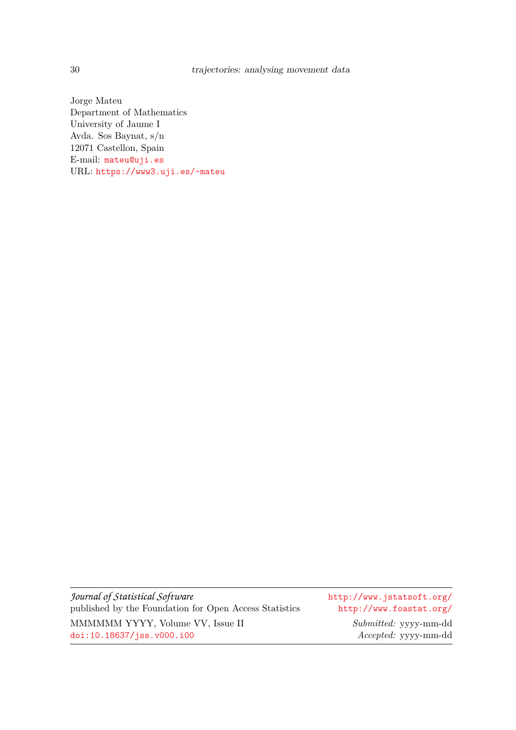Jorge Mateu
Department of Mathematics
University of Jaume I
Avda. Sos Baynat, s/n
12071 Castellon, Spain
E-mail: mateu@uji.es
URL: https://www3.uji.es/~mateu

*Journal of Statistical Software* http://www.jstatsoft.org/
published by the Foundation for Open Access Statistics http://www.foastat.org/
MMMMMM YYYY, Volume VV, Issue II *Submitted:* yyyy-mm-dd
doi:10.18637/jss.v000.i00 *Accepted:* yyyy-mm-dd